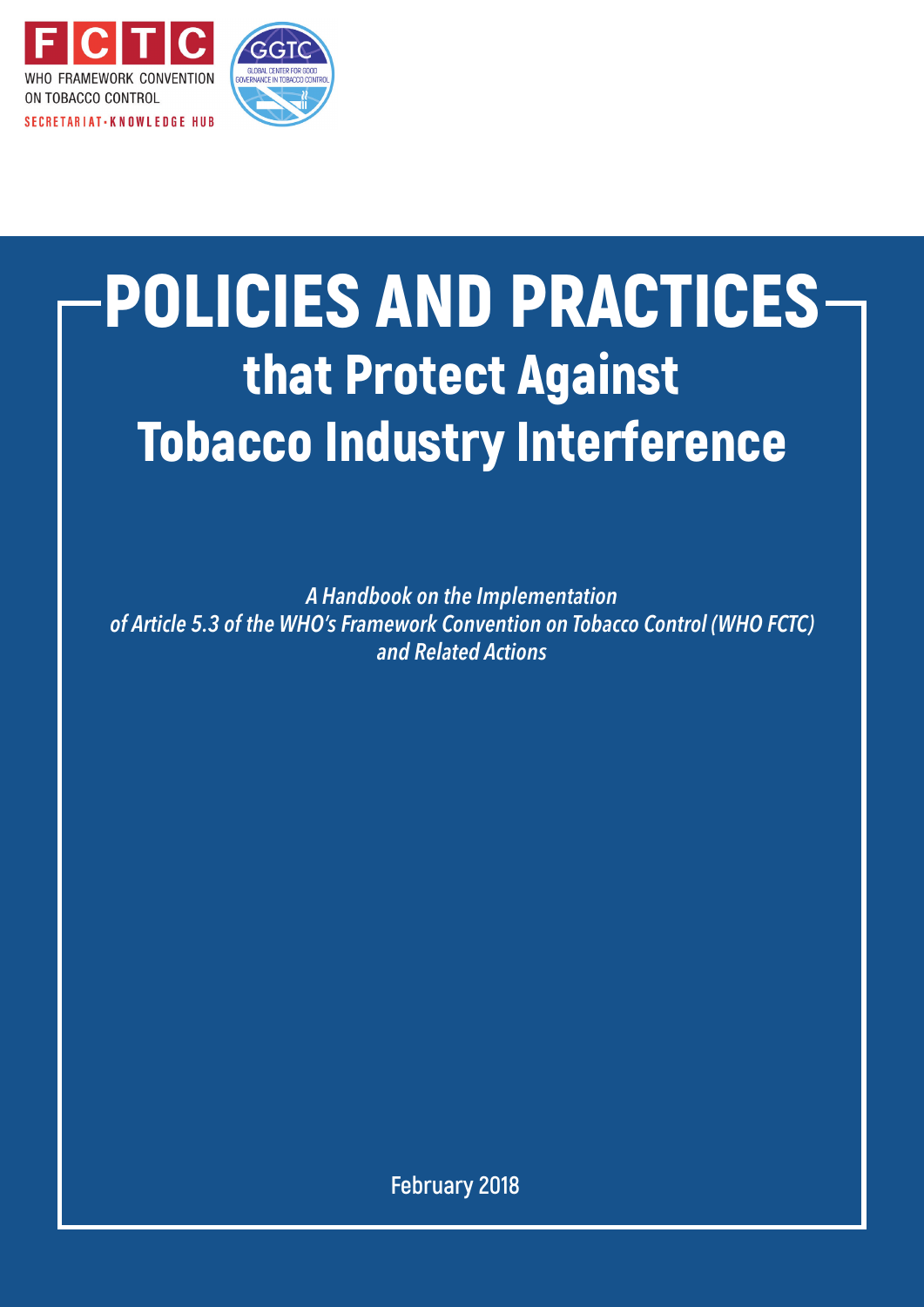FCTC
WHO FRAMEWORK CONVENTION ON TOBACCO CONTROL
SECRETARIAT • KNOWLEDGE HUB

GGTC
GLOBAL CENTER FOR GOOD GOVERNANCE IN TOBACCO CONTROL

# POLICIES AND PRACTICES that Protect Against Tobacco Industry Interference

*A Handbook on the Implementation of Article 5.3 of the WHO's Framework Convention on Tobacco Control (WHO FCTC) and Related Actions*

February 2018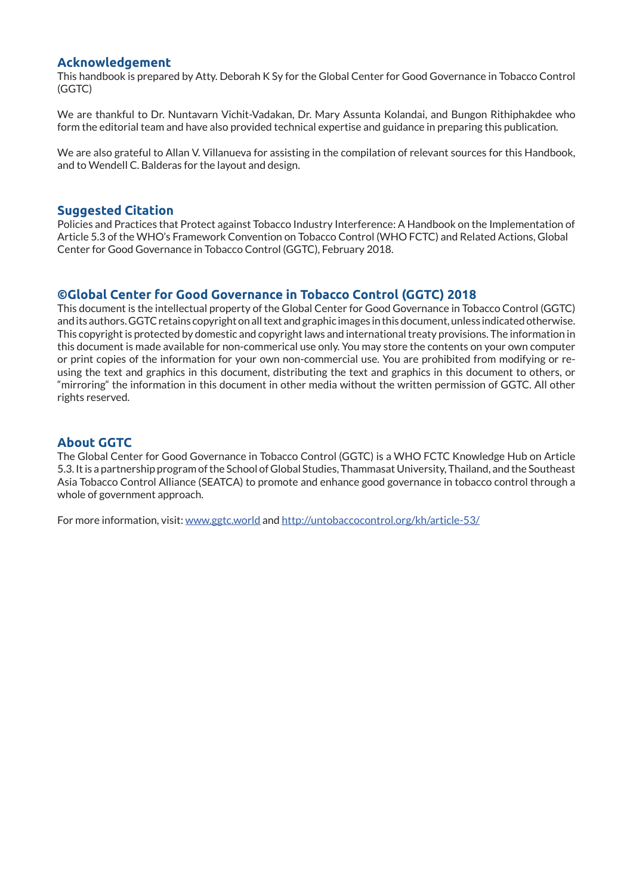## Acknowledgement

This handbook is prepared by Atty. Deborah K Sy for the Global Center for Good Governance in Tobacco Control (GGTC)

We are thankful to Dr. Nuntavarn Vichit-Vadakan, Dr. Mary Assunta Kolandai, and Bungon Rithiphakdee who form the editorial team and have also provided technical expertise and guidance in preparing this publication.

We are also grateful to Allan V. Villanueva for assisting in the compilation of relevant sources for this Handbook, and to Wendell C. Balderas for the layout and design.

## Suggested Citation

Policies and Practices that Protect against Tobacco Industry Interference: A Handbook on the Implementation of Article 5.3 of the WHO's Framework Convention on Tobacco Control (WHO FCTC) and Related Actions, Global Center for Good Governance in Tobacco Control (GGTC), February 2018.

## ©Global Center for Good Governance in Tobacco Control (GGTC) 2018

This document is the intellectual property of the Global Center for Good Governance in Tobacco Control (GGTC) and its authors. GGTC retains copyright on all text and graphic images in this document, unless indicated otherwise. This copyright is protected by domestic and copyright laws and international treaty provisions. The information in this document is made available for non-commerical use only. You may store the contents on your own computer or print copies of the information for your own non-commercial use. You are prohibited from modifying or re-using the text and graphics in this document, distributing the text and graphics in this document to others, or "mirroring" the information in this document in other media without the written permission of GGTC. All other rights reserved.

## About GGTC

The Global Center for Good Governance in Tobacco Control (GGTC) is a WHO FCTC Knowledge Hub on Article 5.3. It is a partnership program of the School of Global Studies, Thammasat University, Thailand, and the Southeast Asia Tobacco Control Alliance (SEATCA) to promote and enhance good governance in tobacco control through a whole of government approach.

For more information, visit: www.ggtc.world and http://untobaccocontrol.org/kh/article-53/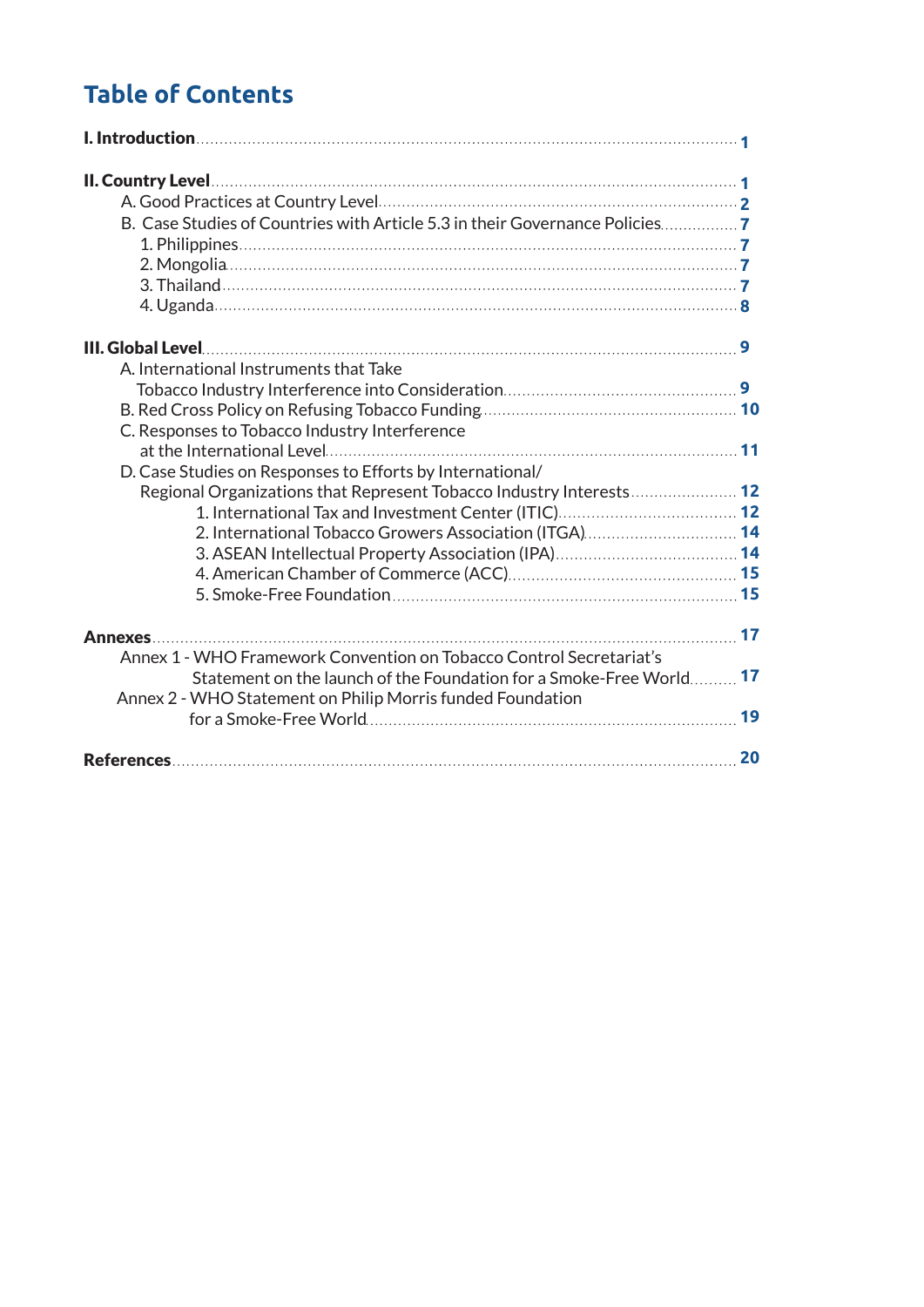# Table of Contents

**I. Introduction** ..... 1

**II. Country Level** ..... 1

- A. Good Practices at Country Level ..... 2
- B. Case Studies of Countries with Article 5.3 in their Governance Policies ..... 7
  - 1. Philippines ..... 7
  - 2. Mongolia ..... 7
  - 3. Thailand ..... 7
  - 4. Uganda ..... 8

**III. Global Level** ..... 9

- A. International Instruments that Take Tobacco Industry Interference into Consideration ..... 9
- B. Red Cross Policy on Refusing Tobacco Funding ..... 10
- C. Responses to Tobacco Industry Interference at the International Level ..... 11
- D. Case Studies on Responses to Efforts by International/ Regional Organizations that Represent Tobacco Industry Interests ..... 12
  - 1. International Tax and Investment Center (ITIC) ..... 12
  - 2. International Tobacco Growers Association (ITGA) ..... 14
  - 3. ASEAN Intellectual Property Association (IPA) ..... 14
  - 4. American Chamber of Commerce (ACC) ..... 15
  - 5. Smoke-Free Foundation ..... 15

**Annexes** ..... 17

- Annex 1 - WHO Framework Convention on Tobacco Control Secretariat's Statement on the launch of the Foundation for a Smoke-Free World ..... 17
- Annex 2 - WHO Statement on Philip Morris funded Foundation for a Smoke-Free World ..... 19

**References** ..... 20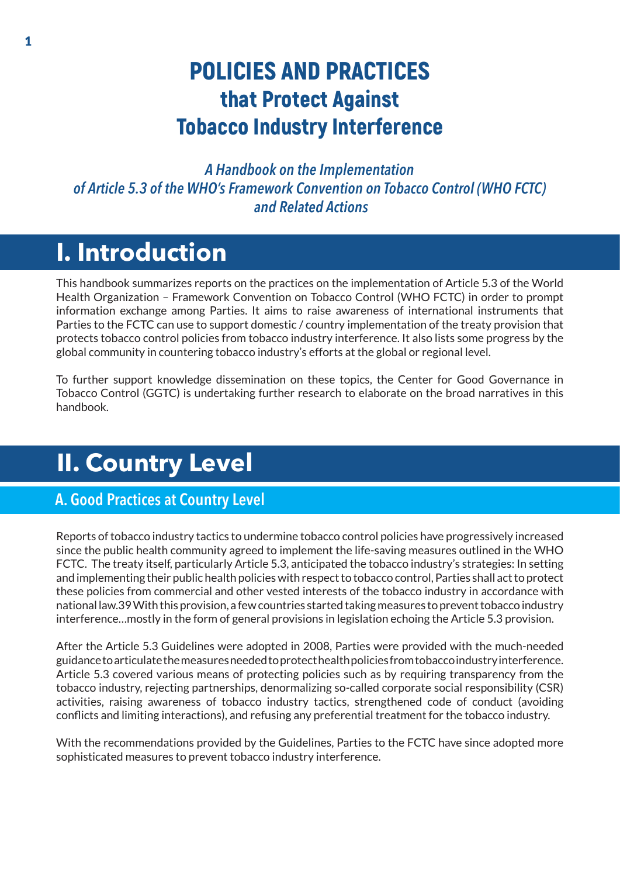# POLICIES AND PRACTICES that Protect Against Tobacco Industry Interference

*A Handbook on the Implementation of Article 5.3 of the WHO's Framework Convention on Tobacco Control (WHO FCTC) and Related Actions*

# I. Introduction

This handbook summarizes reports on the practices on the implementation of Article 5.3 of the World Health Organization – Framework Convention on Tobacco Control (WHO FCTC) in order to prompt information exchange among Parties. It aims to raise awareness of international instruments that Parties to the FCTC can use to support domestic / country implementation of the treaty provision that protects tobacco control policies from tobacco industry interference. It also lists some progress by the global community in countering tobacco industry's efforts at the global or regional level.

To further support knowledge dissemination on these topics, the Center for Good Governance in Tobacco Control (GGTC) is undertaking further research to elaborate on the broad narratives in this handbook.

# II. Country Level

## A. Good Practices at Country Level

Reports of tobacco industry tactics to undermine tobacco control policies have progressively increased since the public health community agreed to implement the life-saving measures outlined in the WHO FCTC. The treaty itself, particularly Article 5.3, anticipated the tobacco industry's strategies: In setting and implementing their public health policies with respect to tobacco control, Parties shall act to protect these policies from commercial and other vested interests of the tobacco industry in accordance with national law.39 With this provision, a few countries started taking measures to prevent tobacco industry interference…mostly in the form of general provisions in legislation echoing the Article 5.3 provision.

After the Article 5.3 Guidelines were adopted in 2008, Parties were provided with the much-needed guidance to articulate the measures needed to protect health policies from tobacco industry interference. Article 5.3 covered various means of protecting policies such as by requiring transparency from the tobacco industry, rejecting partnerships, denormalizing so-called corporate social responsibility (CSR) activities, raising awareness of tobacco industry tactics, strengthened code of conduct (avoiding conflicts and limiting interactions), and refusing any preferential treatment for the tobacco industry.

With the recommendations provided by the Guidelines, Parties to the FCTC have since adopted more sophisticated measures to prevent tobacco industry interference.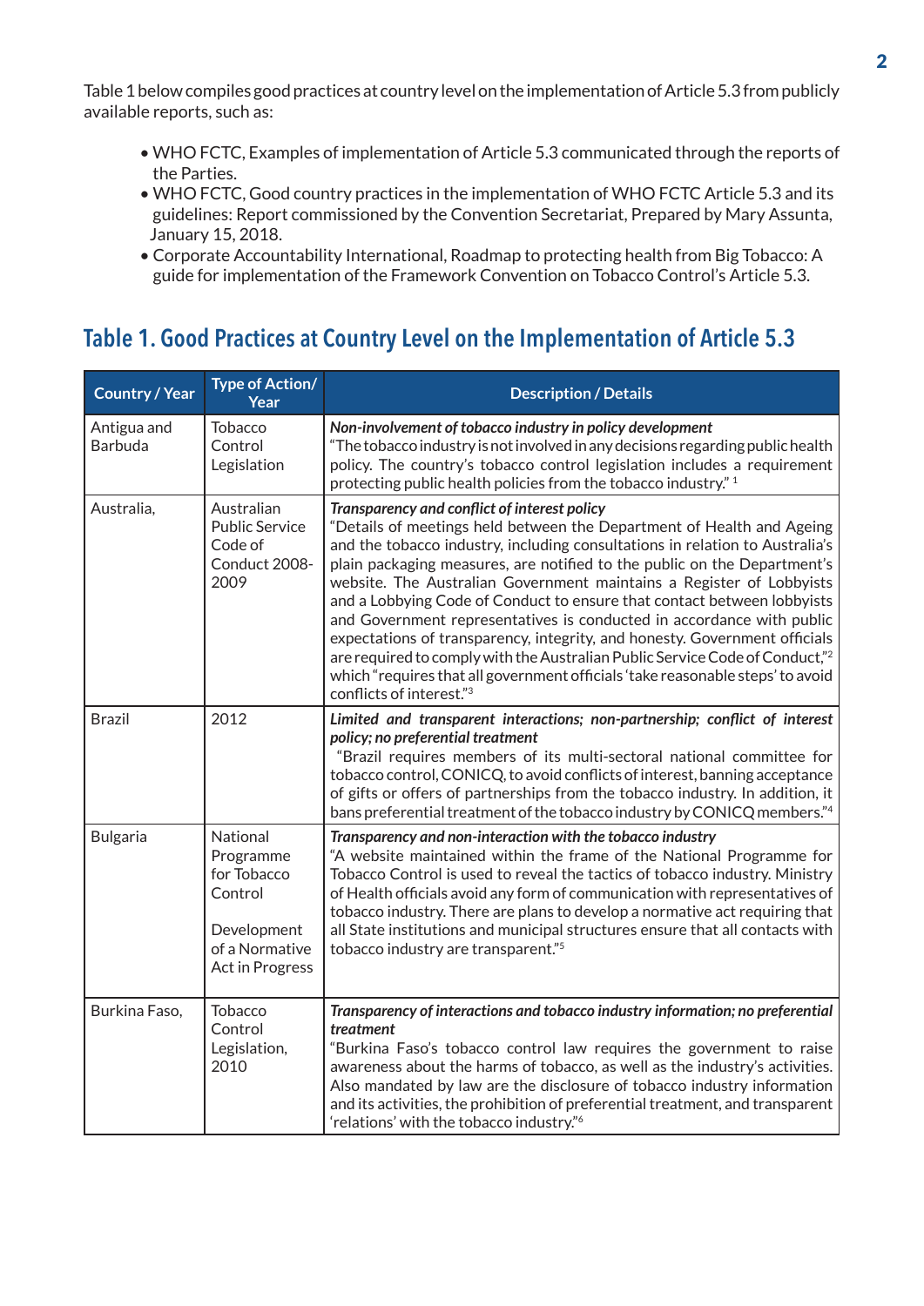Table 1 below compiles good practices at country level on the implementation of Article 5.3 from publicly available reports, such as:

- WHO FCTC, Examples of implementation of Article 5.3 communicated through the reports of the Parties.
- WHO FCTC, Good country practices in the implementation of WHO FCTC Article 5.3 and its guidelines: Report commissioned by the Convention Secretariat, Prepared by Mary Assunta, January 15, 2018.
- Corporate Accountability International, Roadmap to protecting health from Big Tobacco: A guide for implementation of the Framework Convention on Tobacco Control's Article 5.3.

## Table 1. Good Practices at Country Level on the Implementation of Article 5.3

| Country / Year | Type of Action/ Year | Description / Details |
|---|---|---|
| Antigua and Barbuda | Tobacco Control Legislation | ***Non-involvement of tobacco industry in policy development*** "The tobacco industry is not involved in any decisions regarding public health policy. The country's tobacco control legislation includes a requirement protecting public health policies from the tobacco industry." [1] |
| Australia, | Australian Public Service Code of Conduct 2008-2009 | ***Transparency and conflict of interest policy*** "Details of meetings held between the Department of Health and Ageing and the tobacco industry, including consultations in relation to Australia's plain packaging measures, are notified to the public on the Department's website. The Australian Government maintains a Register of Lobbyists and a Lobbying Code of Conduct to ensure that contact between lobbyists and Government representatives is conducted in accordance with public expectations of transparency, integrity, and honesty. Government officials are required to comply with the Australian Public Service Code of Conduct,"[2] which "requires that all government officials 'take reasonable steps' to avoid conflicts of interest."[3] |
| Brazil | 2012 | ***Limited and transparent interactions; non-partnership; conflict of interest policy; no preferential treatment*** "Brazil requires members of its multi-sectoral national committee for tobacco control, CONICQ, to avoid conflicts of interest, banning acceptance of gifts or offers of partnerships from the tobacco industry. In addition, it bans preferential treatment of the tobacco industry by CONICQ members."[4] |
| Bulgaria | National Programme for Tobacco Control<br><br>Development of a Normative Act in Progress | ***Transparency and non-interaction with the tobacco industry*** "A website maintained within the frame of the National Programme for Tobacco Control is used to reveal the tactics of tobacco industry. Ministry of Health officials avoid any form of communication with representatives of tobacco industry. There are plans to develop a normative act requiring that all State institutions and municipal structures ensure that all contacts with tobacco industry are transparent."[5] |
| Burkina Faso, | Tobacco Control Legislation, 2010 | ***Transparency of interactions and tobacco industry information; no preferential treatment*** "Burkina Faso's tobacco control law requires the government to raise awareness about the harms of tobacco, as well as the industry's activities. Also mandated by law are the disclosure of tobacco industry information and its activities, the prohibition of preferential treatment, and transparent 'relations' with the tobacco industry."[6] |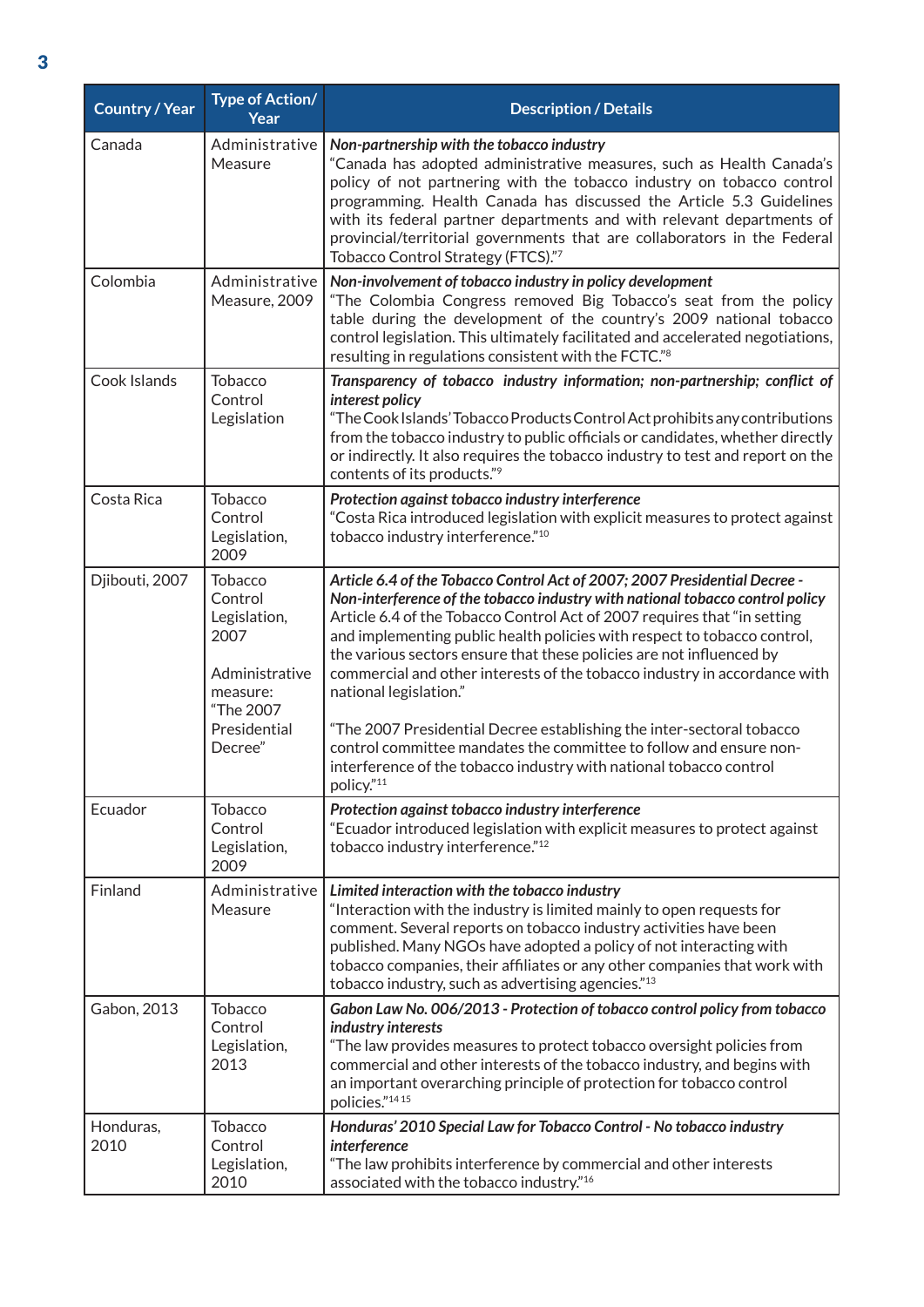| Country / Year | Type of Action/ Year | Description / Details |
|---|---|---|
| Canada | Administrative Measure | ***Non-partnership with the tobacco industry*** "Canada has adopted administrative measures, such as Health Canada's policy of not partnering with the tobacco industry on tobacco control programming. Health Canada has discussed the Article 5.3 Guidelines with its federal partner departments and with relevant departments of provincial/territorial governments that are collaborators in the Federal Tobacco Control Strategy (FTCS)."[7] |
| Colombia | Administrative Measure, 2009 | ***Non-involvement of tobacco industry in policy development*** "The Colombia Congress removed Big Tobacco's seat from the policy table during the development of the country's 2009 national tobacco control legislation. This ultimately facilitated and accelerated negotiations, resulting in regulations consistent with the FCTC."[8] |
| Cook Islands | Tobacco Control Legislation | ***Transparency of tobacco industry information; non-partnership; conflict of interest policy*** "The Cook Islands' Tobacco Products Control Act prohibits any contributions from the tobacco industry to public officials or candidates, whether directly or indirectly. It also requires the tobacco industry to test and report on the contents of its products."[9] |
| Costa Rica | Tobacco Control Legislation, 2009 | ***Protection against tobacco industry interference*** "Costa Rica introduced legislation with explicit measures to protect against tobacco industry interference."[10] |
| Djibouti, 2007 | Tobacco Control Legislation, 2007<br><br>Administrative measure: "The 2007 Presidential Decree" | ***Article 6.4 of the Tobacco Control Act of 2007; 2007 Presidential Decree - Non-interference of the tobacco industry with national tobacco control policy*** Article 6.4 of the Tobacco Control Act of 2007 requires that "in setting and implementing public health policies with respect to tobacco control, the various sectors ensure that these policies are not influenced by commercial and other interests of the tobacco industry in accordance with national legislation."<br><br>"The 2007 Presidential Decree establishing the inter-sectoral tobacco control committee mandates the committee to follow and ensure non-interference of the tobacco industry with national tobacco control policy."[11] |
| Ecuador | Tobacco Control Legislation, 2009 | ***Protection against tobacco industry interference*** "Ecuador introduced legislation with explicit measures to protect against tobacco industry interference."[12] |
| Finland | Administrative Measure | ***Limited interaction with the tobacco industry*** "Interaction with the industry is limited mainly to open requests for comment. Several reports on tobacco industry activities have been published. Many NGOs have adopted a policy of not interacting with tobacco companies, their affiliates or any other companies that work with tobacco industry, such as advertising agencies."[13] |
| Gabon, 2013 | Tobacco Control Legislation, 2013 | ***Gabon Law No. 006/2013 - Protection of tobacco control policy from tobacco industry interests*** "The law provides measures to protect tobacco oversight policies from commercial and other interests of the tobacco industry, and begins with an important overarching principle of protection for tobacco control policies."[14 15] |
| Honduras, 2010 | Tobacco Control Legislation, 2010 | ***Honduras' 2010 Special Law for Tobacco Control - No tobacco industry interference*** "The law prohibits interference by commercial and other interests associated with the tobacco industry."[16] |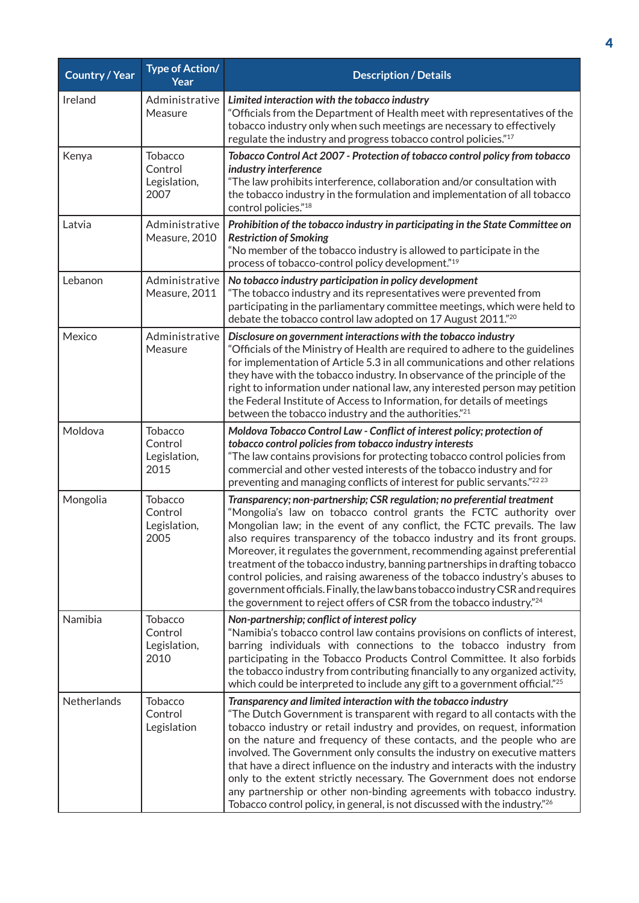| Country / Year | Type of Action/ Year | Description / Details |
|---|---|---|
| Ireland | Administrative Measure | ***Limited interaction with the tobacco industry*** "Officials from the Department of Health meet with representatives of the tobacco industry only when such meetings are necessary to effectively regulate the industry and progress tobacco control policies."[17] |
| Kenya | Tobacco Control Legislation, 2007 | ***Tobacco Control Act 2007 - Protection of tobacco control policy from tobacco industry interference*** "The law prohibits interference, collaboration and/or consultation with the tobacco industry in the formulation and implementation of all tobacco control policies."[18] |
| Latvia | Administrative Measure, 2010 | ***Prohibition of the tobacco industry in participating in the State Committee on Restriction of Smoking*** "No member of the tobacco industry is allowed to participate in the process of tobacco-control policy development."[19] |
| Lebanon | Administrative Measure, 2011 | ***No tobacco industry participation in policy development*** "The tobacco industry and its representatives were prevented from participating in the parliamentary committee meetings, which were held to debate the tobacco control law adopted on 17 August 2011."[20] |
| Mexico | Administrative Measure | ***Disclosure on government interactions with the tobacco industry*** "Officials of the Ministry of Health are required to adhere to the guidelines for implementation of Article 5.3 in all communications and other relations they have with the tobacco industry. In observance of the principle of the right to information under national law, any interested person may petition the Federal Institute of Access to Information, for details of meetings between the tobacco industry and the authorities."[21] |
| Moldova | Tobacco Control Legislation, 2015 | ***Moldova Tobacco Control Law - Conflict of interest policy; protection of tobacco control policies from tobacco industry interests*** "The law contains provisions for protecting tobacco control policies from commercial and other vested interests of the tobacco industry and for preventing and managing conflicts of interest for public servants."[22][23] |
| Mongolia | Tobacco Control Legislation, 2005 | ***Transparency; non-partnership; CSR regulation; no preferential treatment*** "Mongolia's law on tobacco control grants the FCTC authority over Mongolian law; in the event of any conflict, the FCTC prevails. The law also requires transparency of the tobacco industry and its front groups. Moreover, it regulates the government, recommending against preferential treatment of the tobacco industry, banning partnerships in drafting tobacco control policies, and raising awareness of the tobacco industry's abuses to government officials. Finally, the law bans tobacco industry CSR and requires the government to reject offers of CSR from the tobacco industry."[24] |
| Namibia | Tobacco Control Legislation, 2010 | ***Non-partnership; conflict of interest policy*** "Namibia's tobacco control law contains provisions on conflicts of interest, barring individuals with connections to the tobacco industry from participating in the Tobacco Products Control Committee. It also forbids the tobacco industry from contributing financially to any organized activity, which could be interpreted to include any gift to a government official."[25] |
| Netherlands | Tobacco Control Legislation | ***Transparency and limited interaction with the tobacco industry*** "The Dutch Government is transparent with regard to all contacts with the tobacco industry or retail industry and provides, on request, information on the nature and frequency of these contacts, and the people who are involved. The Government only consults the industry on executive matters that have a direct influence on the industry and interacts with the industry only to the extent strictly necessary. The Government does not endorse any partnership or other non-binding agreements with tobacco industry. Tobacco control policy, in general, is not discussed with the industry."[26] |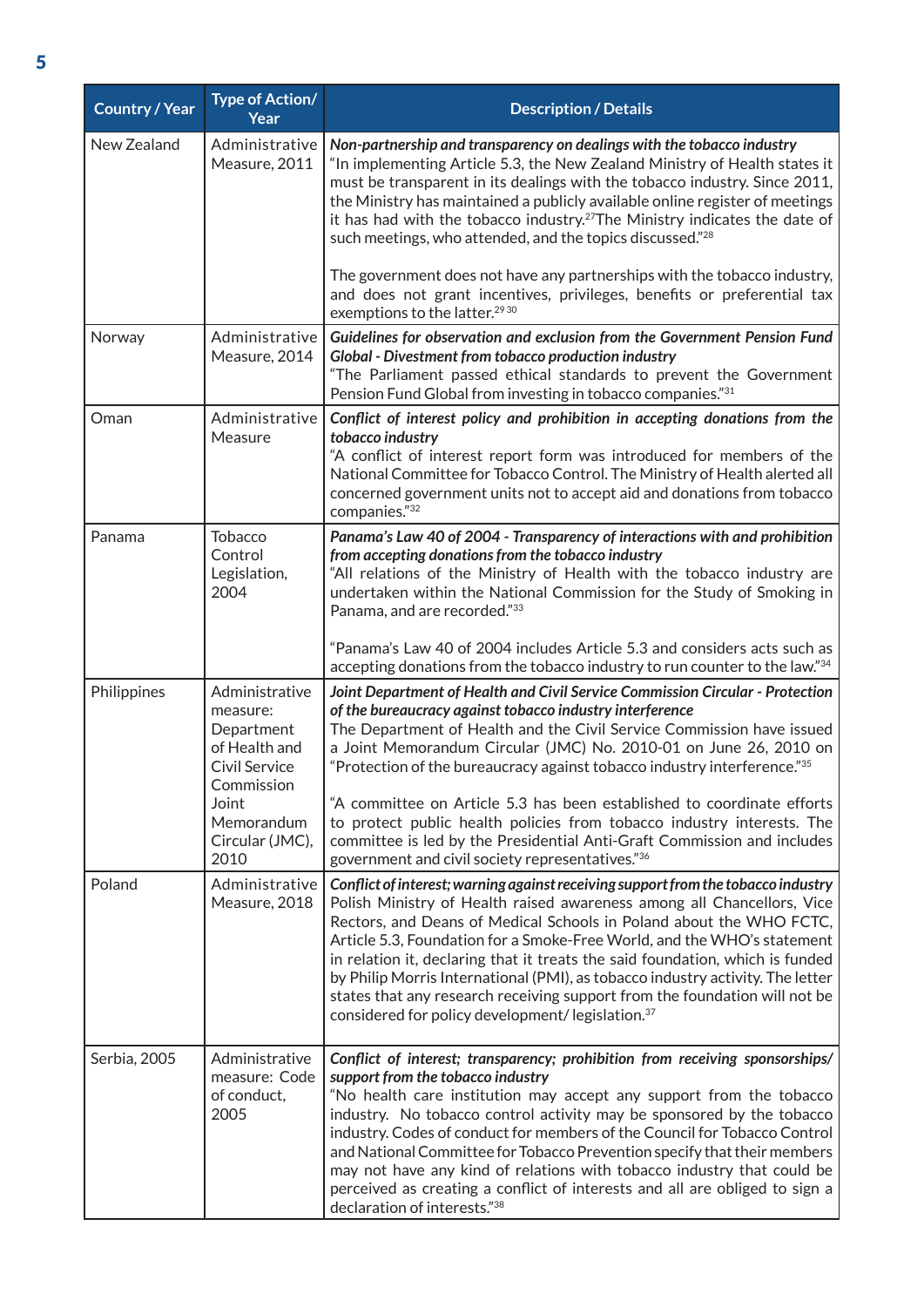| Country / Year | Type of Action/ Year | Description / Details |
|---|---|---|
| New Zealand | Administrative Measure, 2011 | ***Non-partnership and transparency on dealings with the tobacco industry*** "In implementing Article 5.3, the New Zealand Ministry of Health states it must be transparent in its dealings with the tobacco industry. Since 2011, the Ministry has maintained a publicly available online register of meetings it has had with the tobacco industry.[27] The Ministry indicates the date of such meetings, who attended, and the topics discussed."[28] <br><br> The government does not have any partnerships with the tobacco industry, and does not grant incentives, privileges, benefits or preferential tax exemptions to the latter.[29 30] |
| Norway | Administrative Measure, 2014 | ***Guidelines for observation and exclusion from the Government Pension Fund Global - Divestment from tobacco production industry*** "The Parliament passed ethical standards to prevent the Government Pension Fund Global from investing in tobacco companies."[31] |
| Oman | Administrative Measure | ***Conflict of interest policy and prohibition in accepting donations from the tobacco industry*** "A conflict of interest report form was introduced for members of the National Committee for Tobacco Control. The Ministry of Health alerted all concerned government units not to accept aid and donations from tobacco companies."[32] |
| Panama | Tobacco Control Legislation, 2004 | ***Panama's Law 40 of 2004 - Transparency of interactions with and prohibition from accepting donations from the tobacco industry*** "All relations of the Ministry of Health with the tobacco industry are undertaken within the National Commission for the Study of Smoking in Panama, and are recorded."[33] <br><br> "Panama's Law 40 of 2004 includes Article 5.3 and considers acts such as accepting donations from the tobacco industry to run counter to the law."[34] |
| Philippines | Administrative measure: Department of Health and Civil Service Commission Joint Memorandum Circular (JMC), 2010 | ***Joint Department of Health and Civil Service Commission Circular - Protection of the bureaucracy against tobacco industry interference*** The Department of Health and the Civil Service Commission have issued a Joint Memorandum Circular (JMC) No. 2010-01 on June 26, 2010 on "Protection of the bureaucracy against tobacco industry interference."[35] <br><br> "A committee on Article 5.3 has been established to coordinate efforts to protect public health policies from tobacco industry interests. The committee is led by the Presidential Anti-Graft Commission and includes government and civil society representatives."[36] |
| Poland | Administrative Measure, 2018 | ***Conflict of interest; warning against receiving support from the tobacco industry*** Polish Ministry of Health raised awareness among all Chancellors, Vice Rectors, and Deans of Medical Schools in Poland about the WHO FCTC, Article 5.3, Foundation for a Smoke-Free World, and the WHO's statement in relation it, declaring that it treats the said foundation, which is funded by Philip Morris International (PMI), as tobacco industry activity. The letter states that any research receiving support from the foundation will not be considered for policy development/ legislation.[37] |
| Serbia, 2005 | Administrative measure: Code of conduct, 2005 | ***Conflict of interest; transparency; prohibition from receiving sponsorships/ support from the tobacco industry*** "No health care institution may accept any support from the tobacco industry. No tobacco control activity may be sponsored by the tobacco industry. Codes of conduct for members of the Council for Tobacco Control and National Committee for Tobacco Prevention specify that their members may not have any kind of relations with tobacco industry that could be perceived as creating a conflict of interests and all are obliged to sign a declaration of interests."[38] |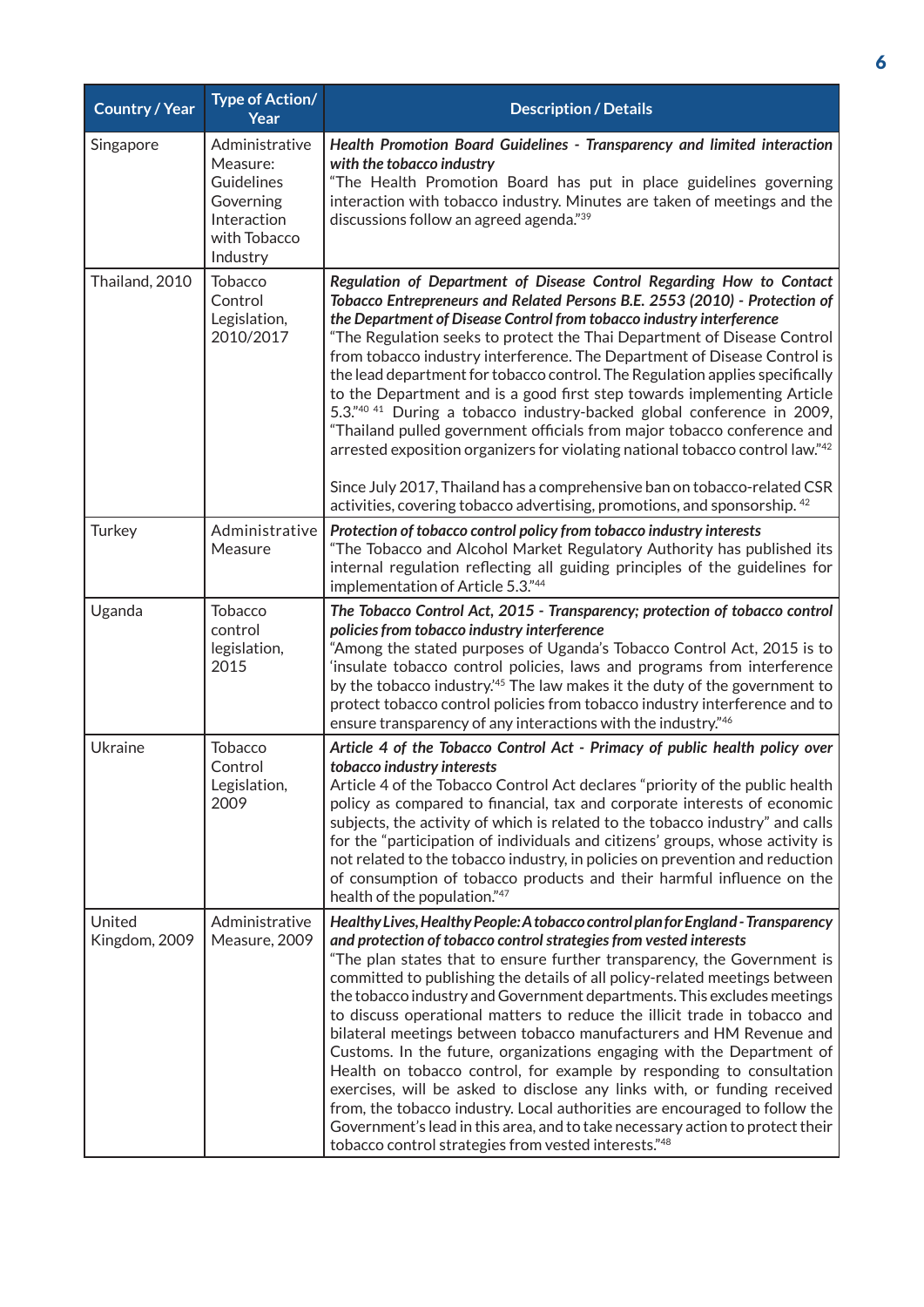| Country / Year | Type of Action/ Year | Description / Details |
|---|---|---|
| Singapore | Administrative Measure: Guidelines Governing Interaction with Tobacco Industry | ***Health Promotion Board Guidelines - Transparency and limited interaction with the tobacco industry*** "The Health Promotion Board has put in place guidelines governing interaction with tobacco industry. Minutes are taken of meetings and the discussions follow an agreed agenda."[39] |
| Thailand, 2010 | Tobacco Control Legislation, 2010/2017 | ***Regulation of Department of Disease Control Regarding How to Contact Tobacco Entrepreneurs and Related Persons B.E. 2553 (2010) - Protection of the Department of Disease Control from tobacco industry interference*** "The Regulation seeks to protect the Thai Department of Disease Control from tobacco industry interference. The Department of Disease Control is the lead department for tobacco control. The Regulation applies specifically to the Department and is a good first step towards implementing Article 5.3."[40] [41] During a tobacco industry-backed global conference in 2009, "Thailand pulled government officials from major tobacco conference and arrested exposition organizers for violating national tobacco control law."[42]<br><br>Since July 2017, Thailand has a comprehensive ban on tobacco-related CSR activities, covering tobacco advertising, promotions, and sponsorship. [42] |
| Turkey | Administrative Measure | ***Protection of tobacco control policy from tobacco industry interests*** "The Tobacco and Alcohol Market Regulatory Authority has published its internal regulation reflecting all guiding principles of the guidelines for implementation of Article 5.3."[44] |
| Uganda | Tobacco control legislation, 2015 | ***The Tobacco Control Act, 2015 - Transparency; protection of tobacco control policies from tobacco industry interference*** "Among the stated purposes of Uganda's Tobacco Control Act, 2015 is to 'insulate tobacco control policies, laws and programs from interference by the tobacco industry.'[45] The law makes it the duty of the government to protect tobacco control policies from tobacco industry interference and to ensure transparency of any interactions with the industry."[46] |
| Ukraine | Tobacco Control Legislation, 2009 | ***Article 4 of the Tobacco Control Act - Primacy of public health policy over tobacco industry interests*** Article 4 of the Tobacco Control Act declares "priority of the public health policy as compared to financial, tax and corporate interests of economic subjects, the activity of which is related to the tobacco industry" and calls for the "participation of individuals and citizens' groups, whose activity is not related to the tobacco industry, in policies on prevention and reduction of consumption of tobacco products and their harmful influence on the health of the population."[47] |
| United Kingdom, 2009 | Administrative Measure, 2009 | ***Healthy Lives, Healthy People: A tobacco control plan for England - Transparency and protection of tobacco control strategies from vested interests*** "The plan states that to ensure further transparency, the Government is committed to publishing the details of all policy-related meetings between the tobacco industry and Government departments. This excludes meetings to discuss operational matters to reduce the illicit trade in tobacco and bilateral meetings between tobacco manufacturers and HM Revenue and Customs. In the future, organizations engaging with the Department of Health on tobacco control, for example by responding to consultation exercises, will be asked to disclose any links with, or funding received from, the tobacco industry. Local authorities are encouraged to follow the Government's lead in this area, and to take necessary action to protect their tobacco control strategies from vested interests."[48] |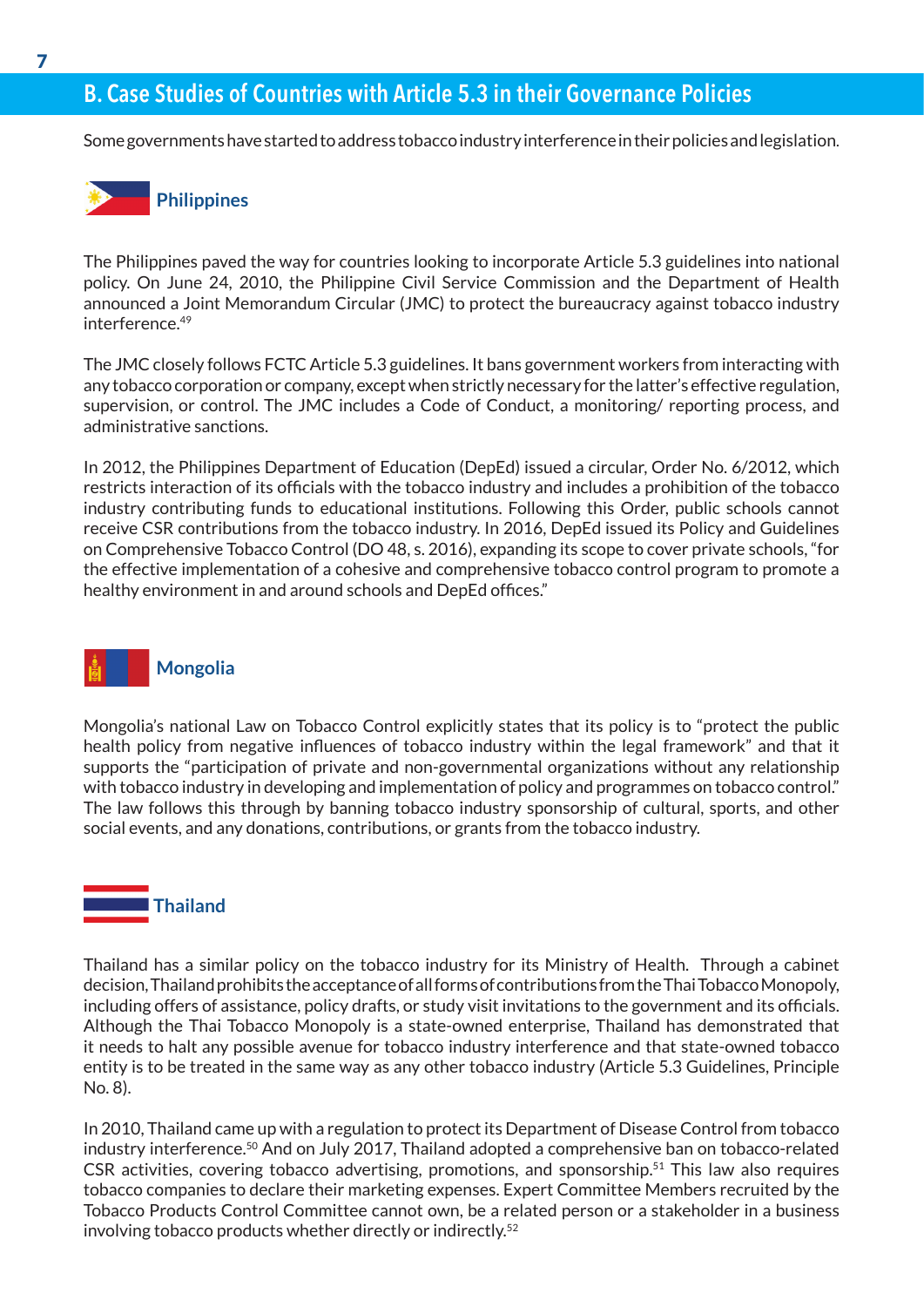## B. Case Studies of Countries with Article 5.3 in their Governance Policies

Some governments have started to address tobacco industry interference in their policies and legislation.

### Philippines

The Philippines paved the way for countries looking to incorporate Article 5.3 guidelines into national policy. On June 24, 2010, the Philippine Civil Service Commission and the Department of Health announced a Joint Memorandum Circular (JMC) to protect the bureaucracy against tobacco industry interference.[49]

The JMC closely follows FCTC Article 5.3 guidelines. It bans government workers from interacting with any tobacco corporation or company, except when strictly necessary for the latter's effective regulation, supervision, or control. The JMC includes a Code of Conduct, a monitoring/ reporting process, and administrative sanctions.

In 2012, the Philippines Department of Education (DepEd) issued a circular, Order No. 6/2012, which restricts interaction of its officials with the tobacco industry and includes a prohibition of the tobacco industry contributing funds to educational institutions. Following this Order, public schools cannot receive CSR contributions from the tobacco industry. In 2016, DepEd issued its Policy and Guidelines on Comprehensive Tobacco Control (DO 48, s. 2016), expanding its scope to cover private schools, "for the effective implementation of a cohesive and comprehensive tobacco control program to promote a healthy environment in and around schools and DepEd offices."

### Mongolia

Mongolia's national Law on Tobacco Control explicitly states that its policy is to "protect the public health policy from negative influences of tobacco industry within the legal framework" and that it supports the "participation of private and non-governmental organizations without any relationship with tobacco industry in developing and implementation of policy and programmes on tobacco control." The law follows this through by banning tobacco industry sponsorship of cultural, sports, and other social events, and any donations, contributions, or grants from the tobacco industry.

### Thailand

Thailand has a similar policy on the tobacco industry for its Ministry of Health. Through a cabinet decision, Thailand prohibits the acceptance of all forms of contributions from the Thai Tobacco Monopoly, including offers of assistance, policy drafts, or study visit invitations to the government and its officials. Although the Thai Tobacco Monopoly is a state-owned enterprise, Thailand has demonstrated that it needs to halt any possible avenue for tobacco industry interference and that state-owned tobacco entity is to be treated in the same way as any other tobacco industry (Article 5.3 Guidelines, Principle No. 8).

In 2010, Thailand came up with a regulation to protect its Department of Disease Control from tobacco industry interference.[50] And on July 2017, Thailand adopted a comprehensive ban on tobacco-related CSR activities, covering tobacco advertising, promotions, and sponsorship.[51] This law also requires tobacco companies to declare their marketing expenses. Expert Committee Members recruited by the Tobacco Products Control Committee cannot own, be a related person or a stakeholder in a business involving tobacco products whether directly or indirectly.[52]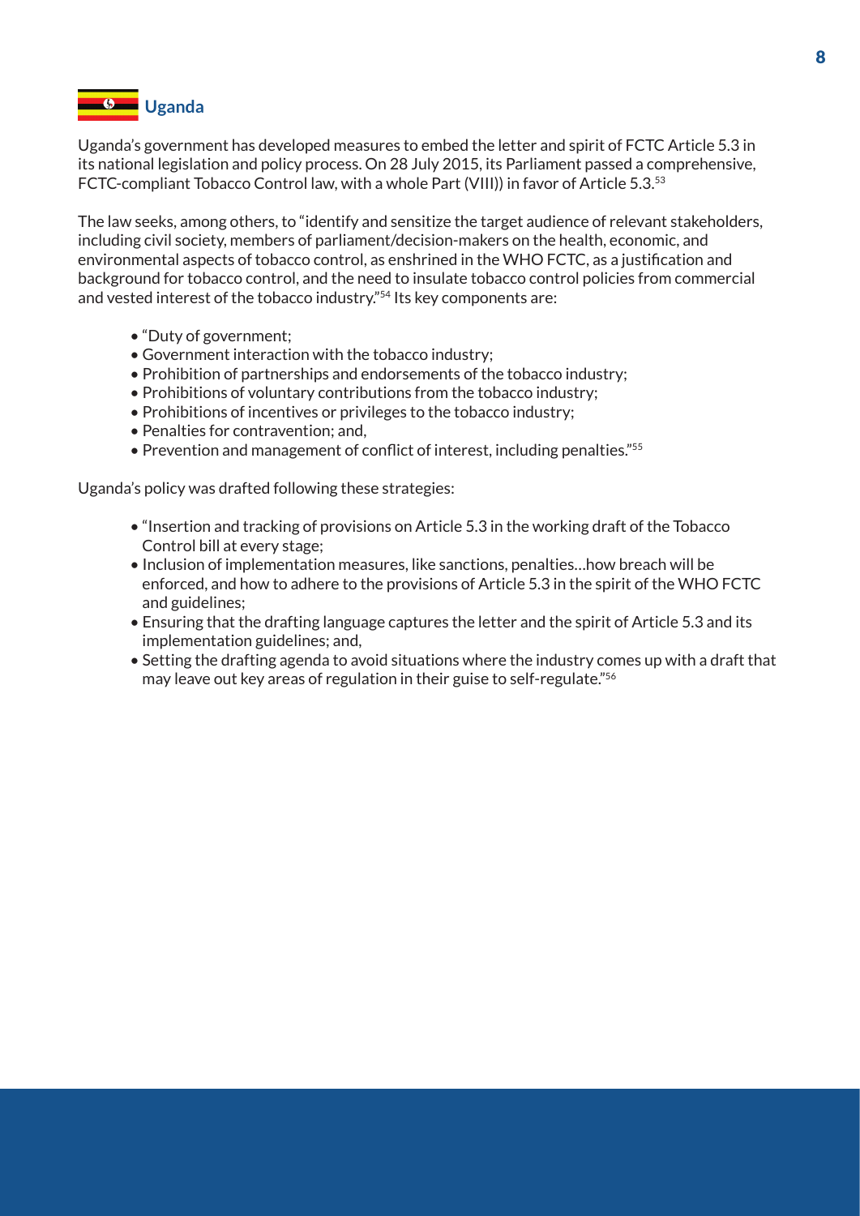## Uganda

Uganda's government has developed measures to embed the letter and spirit of FCTC Article 5.3 in its national legislation and policy process. On 28 July 2015, its Parliament passed a comprehensive, FCTC-compliant Tobacco Control law, with a whole Part (VIII)) in favor of Article 5.3.[53]

The law seeks, among others, to "identify and sensitize the target audience of relevant stakeholders, including civil society, members of parliament/decision-makers on the health, economic, and environmental aspects of tobacco control, as enshrined in the WHO FCTC, as a justification and background for tobacco control, and the need to insulate tobacco control policies from commercial and vested interest of the tobacco industry."[54] Its key components are:

- "Duty of government;
- Government interaction with the tobacco industry;
- Prohibition of partnerships and endorsements of the tobacco industry;
- Prohibitions of voluntary contributions from the tobacco industry;
- Prohibitions of incentives or privileges to the tobacco industry;
- Penalties for contravention; and,
- Prevention and management of conflict of interest, including penalties."[55]

Uganda's policy was drafted following these strategies:

- "Insertion and tracking of provisions on Article 5.3 in the working draft of the Tobacco Control bill at every stage;
- Inclusion of implementation measures, like sanctions, penalties…how breach will be enforced, and how to adhere to the provisions of Article 5.3 in the spirit of the WHO FCTC and guidelines;
- Ensuring that the drafting language captures the letter and the spirit of Article 5.3 and its implementation guidelines; and,
- Setting the drafting agenda to avoid situations where the industry comes up with a draft that may leave out key areas of regulation in their guise to self-regulate."[56]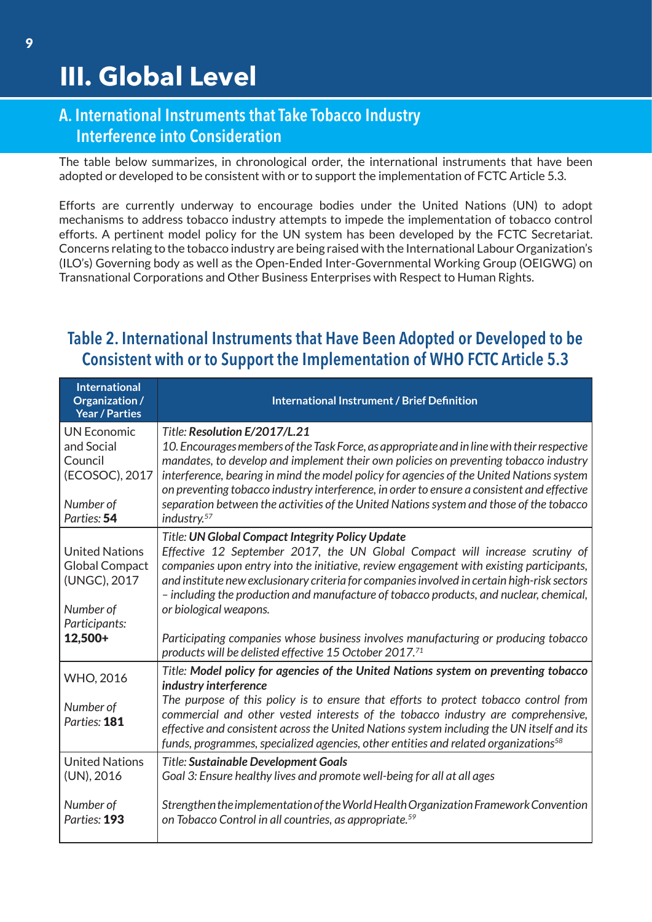# III. Global Level

## A. International Instruments that Take Tobacco Industry Interference into Consideration

The table below summarizes, in chronological order, the international instruments that have been adopted or developed to be consistent with or to support the implementation of FCTC Article 5.3.

Efforts are currently underway to encourage bodies under the United Nations (UN) to adopt mechanisms to address tobacco industry attempts to impede the implementation of tobacco control efforts. A pertinent model policy for the UN system has been developed by the FCTC Secretariat. Concerns relating to the tobacco industry are being raised with the International Labour Organization's (ILO's) Governing body as well as the Open-Ended Inter-Governmental Working Group (OEIGWG) on Transnational Corporations and Other Business Enterprises with Respect to Human Rights.

### Table 2. International Instruments that Have Been Adopted or Developed to be Consistent with or to Support the Implementation of WHO FCTC Article 5.3

| International Organization / Year / Parties | International Instrument / Brief Definition |
|---|---|
| UN Economic and Social Council (ECOSOC), 2017<br><br>*Number of Parties:* **54** | Title: ***Resolution E/2017/L.21***<br>*10. Encourages members of the Task Force, as appropriate and in line with their respective mandates, to develop and implement their own policies on preventing tobacco industry interference, bearing in mind the model policy for agencies of the United Nations system on preventing tobacco industry interference, in order to ensure a consistent and effective separation between the activities of the United Nations system and those of the tobacco industry.*[57] |
| United Nations Global Compact (UNGC), 2017<br><br>*Number of Participants:* **12,500+** | Title: ***UN Global Compact Integrity Policy Update***<br>*Effective 12 September 2017, the UN Global Compact will increase scrutiny of companies upon entry into the initiative, review engagement with existing participants, and institute new exclusionary criteria for companies involved in certain high-risk sectors – including the production and manufacture of tobacco products, and nuclear, chemical, or biological weapons.*<br><br>*Participating companies whose business involves manufacturing or producing tobacco products will be delisted effective 15 October 2017.*[71] |
| WHO, 2016<br><br>*Number of Parties:* **181** | Title: ***Model policy for agencies of the United Nations system on preventing tobacco industry interference***<br>*The purpose of this policy is to ensure that efforts to protect tobacco control from commercial and other vested interests of the tobacco industry are comprehensive, effective and consistent across the United Nations system including the UN itself and its funds, programmes, specialized agencies, other entities and related organizations*[58] |
| United Nations (UN), 2016<br><br>*Number of Parties:* **193** | Title: ***Sustainable Development Goals***<br>*Goal 3: Ensure healthy lives and promote well-being for all at all ages*<br><br>*Strengthen the implementation of the World Health Organization Framework Convention on Tobacco Control in all countries, as appropriate.*[59] |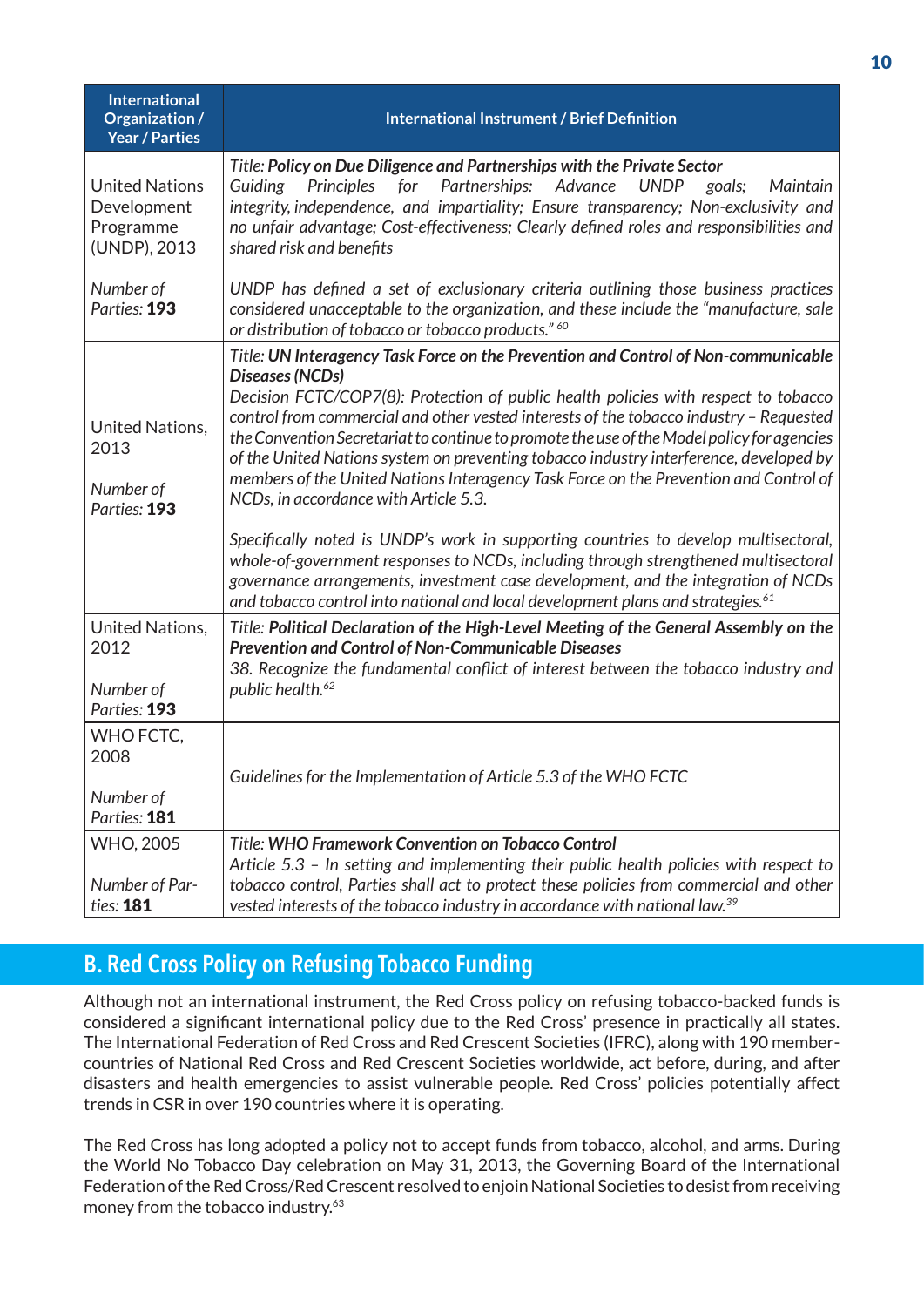| International Organization / Year / Parties | International Instrument / Brief Definition |
|---|---|
| United Nations Development Programme (UNDP), 2013<br><br>*Number of Parties:* **193** | *Title:* ***Policy on Due Diligence and Partnerships with the Private Sector***<br>*Guiding Principles for Partnerships: Advance UNDP goals; Maintain integrity, independence, and impartiality; Ensure transparency; Non-exclusivity and no unfair advantage; Cost-effectiveness; Clearly defined roles and responsibilities and shared risk and benefits*<br><br>*UNDP has defined a set of exclusionary criteria outlining those business practices considered unacceptable to the organization, and these include the "manufacture, sale or distribution of tobacco or tobacco products."* [60] |
| United Nations, 2013<br><br>*Number of Parties:* **193** | *Title:* ***UN Interagency Task Force on the Prevention and Control of Non-communicable Diseases (NCDs)***<br>*Decision FCTC/COP7(8): Protection of public health policies with respect to tobacco control from commercial and other vested interests of the tobacco industry – Requested the Convention Secretariat to continue to promote the use of the Model policy for agencies of the United Nations system on preventing tobacco industry interference, developed by members of the United Nations Interagency Task Force on the Prevention and Control of NCDs, in accordance with Article 5.3.*<br><br>*Specifically noted is UNDP's work in supporting countries to develop multisectoral, whole-of-government responses to NCDs, including through strengthened multisectoral governance arrangements, investment case development, and the integration of NCDs and tobacco control into national and local development plans and strategies.* [61] |
| United Nations, 2012<br><br>*Number of Parties:* **193** | *Title:* ***Political Declaration of the High-Level Meeting of the General Assembly on the Prevention and Control of Non-Communicable Diseases***<br>*38. Recognize the fundamental conflict of interest between the tobacco industry and public health.* [62] |
| WHO FCTC, 2008<br><br>*Number of Parties:* **181** | *Guidelines for the Implementation of Article 5.3 of the WHO FCTC* |
| WHO, 2005<br><br>*Number of Parties:* **181** | *Title:* ***WHO Framework Convention on Tobacco Control***<br>*Article 5.3 – In setting and implementing their public health policies with respect to tobacco control, Parties shall act to protect these policies from commercial and other vested interests of the tobacco industry in accordance with national law.* [39] |

## B. Red Cross Policy on Refusing Tobacco Funding

Although not an international instrument, the Red Cross policy on refusing tobacco-backed funds is considered a significant international policy due to the Red Cross' presence in practically all states. The International Federation of Red Cross and Red Crescent Societies (IFRC), along with 190 member-countries of National Red Cross and Red Crescent Societies worldwide, act before, during, and after disasters and health emergencies to assist vulnerable people. Red Cross' policies potentially affect trends in CSR in over 190 countries where it is operating.

The Red Cross has long adopted a policy not to accept funds from tobacco, alcohol, and arms. During the World No Tobacco Day celebration on May 31, 2013, the Governing Board of the International Federation of the Red Cross/Red Crescent resolved to enjoin National Societies to desist from receiving money from the tobacco industry.[63]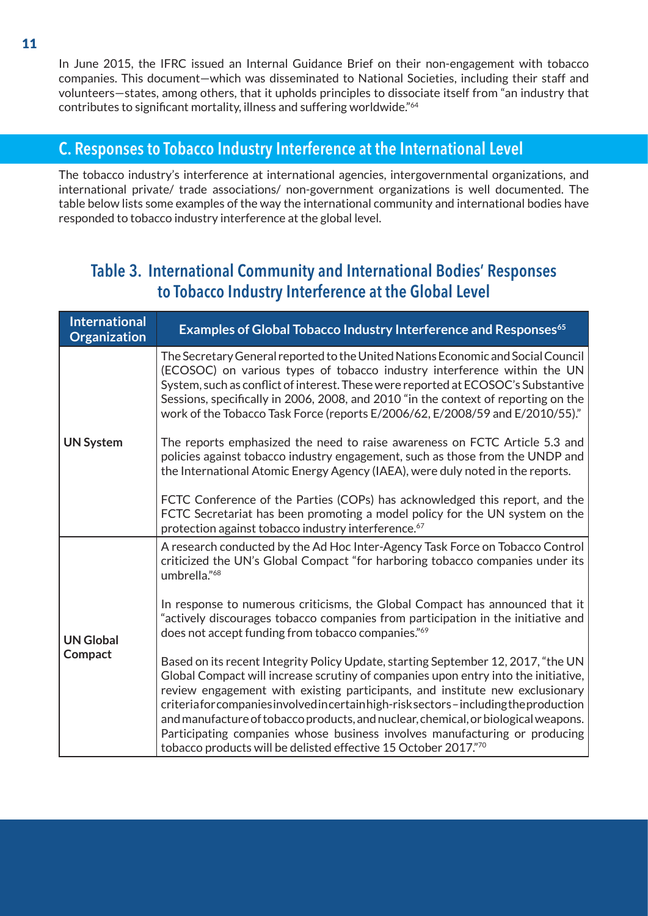In June 2015, the IFRC issued an Internal Guidance Brief on their non-engagement with tobacco companies. This document—which was disseminated to National Societies, including their staff and volunteers—states, among others, that it upholds principles to dissociate itself from "an industry that contributes to significant mortality, illness and suffering worldwide."[64]

## C. Responses to Tobacco Industry Interference at the International Level

The tobacco industry's interference at international agencies, intergovernmental organizations, and international private/ trade associations/ non-government organizations is well documented. The table below lists some examples of the way the international community and international bodies have responded to tobacco industry interference at the global level.

### Table 3. International Community and International Bodies' Responses to Tobacco Industry Interference at the Global Level

| International Organization | Examples of Global Tobacco Industry Interference and Responses[65] |
|---|---|
| UN System | The Secretary General reported to the United Nations Economic and Social Council (ECOSOC) on various types of tobacco industry interference within the UN System, such as conflict of interest. These were reported at ECOSOC's Substantive Sessions, specifically in 2006, 2008, and 2010 "in the context of reporting on the work of the Tobacco Task Force (reports E/2006/62, E/2008/59 and E/2010/55)."<br><br>The reports emphasized the need to raise awareness on FCTC Article 5.3 and policies against tobacco industry engagement, such as those from the UNDP and the International Atomic Energy Agency (IAEA), were duly noted in the reports.<br><br>FCTC Conference of the Parties (COPs) has acknowledged this report, and the FCTC Secretariat has been promoting a model policy for the UN system on the protection against tobacco industry interference.[67] |
| UN Global Compact | A research conducted by the Ad Hoc Inter-Agency Task Force on Tobacco Control criticized the UN's Global Compact "for harboring tobacco companies under its umbrella."[68]<br><br>In response to numerous criticisms, the Global Compact has announced that it "actively discourages tobacco companies from participation in the initiative and does not accept funding from tobacco companies."[69]<br><br>Based on its recent Integrity Policy Update, starting September 12, 2017, "the UN Global Compact will increase scrutiny of companies upon entry into the initiative, review engagement with existing participants, and institute new exclusionary criteria for companies involved in certain high-risk sectors – including the production and manufacture of tobacco products, and nuclear, chemical, or biological weapons. Participating companies whose business involves manufacturing or producing tobacco products will be delisted effective 15 October 2017."[70] |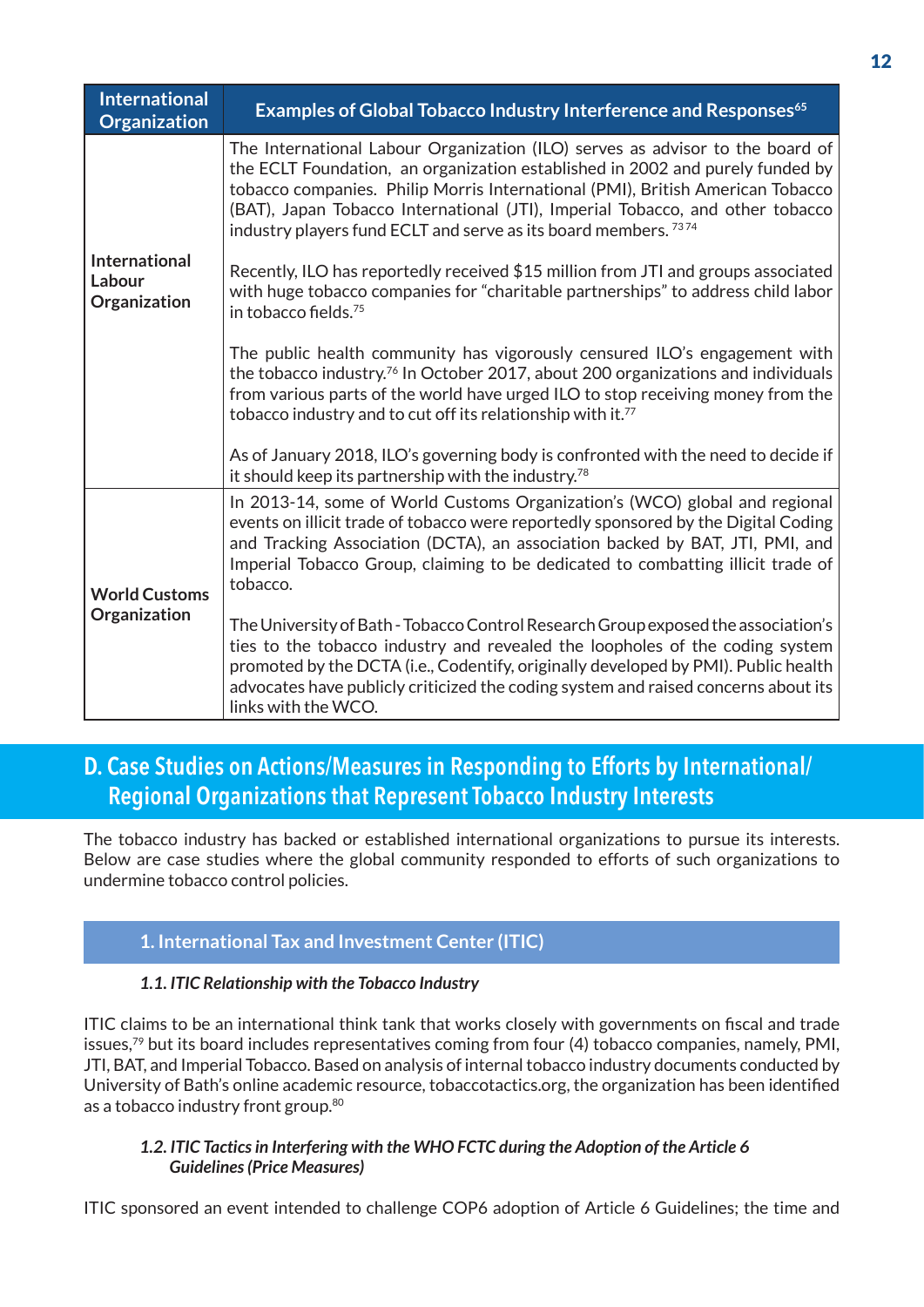| International Organization | Examples of Global Tobacco Industry Interference and Responses[65] |
|---|---|
| International Labour Organization | The International Labour Organization (ILO) serves as advisor to the board of the ECLT Foundation, an organization established in 2002 and purely funded by tobacco companies. Philip Morris International (PMI), British American Tobacco (BAT), Japan Tobacco International (JTI), Imperial Tobacco, and other tobacco industry players fund ECLT and serve as its board members.[73,74]<br><br>Recently, ILO has reportedly received $15 million from JTI and groups associated with huge tobacco companies for "charitable partnerships" to address child labor in tobacco fields.[75]<br><br>The public health community has vigorously censured ILO's engagement with the tobacco industry.[76] In October 2017, about 200 organizations and individuals from various parts of the world have urged ILO to stop receiving money from the tobacco industry and to cut off its relationship with it.[77]<br><br>As of January 2018, ILO's governing body is confronted with the need to decide if it should keep its partnership with the industry.[78] |
| World Customs Organization | In 2013-14, some of World Customs Organization's (WCO) global and regional events on illicit trade of tobacco were reportedly sponsored by the Digital Coding and Tracking Association (DCTA), an association backed by BAT, JTI, PMI, and Imperial Tobacco Group, claiming to be dedicated to combatting illicit trade of tobacco.<br><br>The University of Bath - Tobacco Control Research Group exposed the association's ties to the tobacco industry and revealed the loopholes of the coding system promoted by the DCTA (i.e., Codentify, originally developed by PMI). Public health advocates have publicly criticized the coding system and raised concerns about its links with the WCO. |

## D. Case Studies on Actions/Measures in Responding to Efforts by International/ Regional Organizations that Represent Tobacco Industry Interests

The tobacco industry has backed or established international organizations to pursue its interests. Below are case studies where the global community responded to efforts of such organizations to undermine tobacco control policies.

### 1. International Tax and Investment Center (ITIC)

#### *1.1. ITIC Relationship with the Tobacco Industry*

ITIC claims to be an international think tank that works closely with governments on fiscal and trade issues,[79] but its board includes representatives coming from four (4) tobacco companies, namely, PMI, JTI, BAT, and Imperial Tobacco. Based on analysis of internal tobacco industry documents conducted by University of Bath's online academic resource, tobaccotactics.org, the organization has been identified as a tobacco industry front group.[80]

#### *1.2. ITIC Tactics in Interfering with the WHO FCTC during the Adoption of the Article 6 Guidelines (Price Measures)*

ITIC sponsored an event intended to challenge COP6 adoption of Article 6 Guidelines; the time and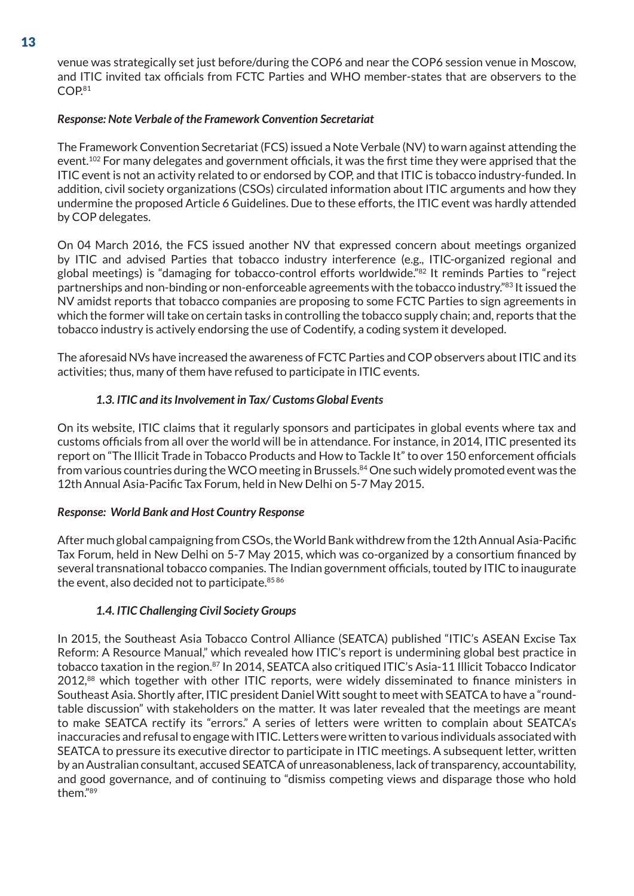venue was strategically set just before/during the COP6 and near the COP6 session venue in Moscow, and ITIC invited tax officials from FCTC Parties and WHO member-states that are observers to the COP.[81]

***Response: Note Verbale of the Framework Convention Secretariat***

The Framework Convention Secretariat (FCS) issued a Note Verbale (NV) to warn against attending the event.[102] For many delegates and government officials, it was the first time they were apprised that the ITIC event is not an activity related to or endorsed by COP, and that ITIC is tobacco industry-funded. In addition, civil society organizations (CSOs) circulated information about ITIC arguments and how they undermine the proposed Article 6 Guidelines. Due to these efforts, the ITIC event was hardly attended by COP delegates.

On 04 March 2016, the FCS issued another NV that expressed concern about meetings organized by ITIC and advised Parties that tobacco industry interference (e.g., ITIC-organized regional and global meetings) is "damaging for tobacco-control efforts worldwide."[82] It reminds Parties to "reject partnerships and non-binding or non-enforceable agreements with the tobacco industry."[83] It issued the NV amidst reports that tobacco companies are proposing to some FCTC Parties to sign agreements in which the former will take on certain tasks in controlling the tobacco supply chain; and, reports that the tobacco industry is actively endorsing the use of Codentify, a coding system it developed.

The aforesaid NVs have increased the awareness of FCTC Parties and COP observers about ITIC and its activities; thus, many of them have refused to participate in ITIC events.

### *1.3. ITIC and its Involvement in Tax/ Customs Global Events*

On its website, ITIC claims that it regularly sponsors and participates in global events where tax and customs officials from all over the world will be in attendance. For instance, in 2014, ITIC presented its report on "The Illicit Trade in Tobacco Products and How to Tackle It" to over 150 enforcement officials from various countries during the WCO meeting in Brussels.[84] One such widely promoted event was the 12th Annual Asia-Pacific Tax Forum, held in New Delhi on 5-7 May 2015.

***Response: World Bank and Host Country Response***

After much global campaigning from CSOs, the World Bank withdrew from the 12th Annual Asia-Pacific Tax Forum, held in New Delhi on 5-7 May 2015, which was co-organized by a consortium financed by several transnational tobacco companies. The Indian government officials, touted by ITIC to inaugurate the event, also decided not to participate.[85,86]

### *1.4. ITIC Challenging Civil Society Groups*

In 2015, the Southeast Asia Tobacco Control Alliance (SEATCA) published "ITIC's ASEAN Excise Tax Reform: A Resource Manual," which revealed how ITIC's report is undermining global best practice in tobacco taxation in the region.[87] In 2014, SEATCA also critiqued ITIC's Asia-11 Illicit Tobacco Indicator 2012,[88] which together with other ITIC reports, were widely disseminated to finance ministers in Southeast Asia. Shortly after, ITIC president Daniel Witt sought to meet with SEATCA to have a "round-table discussion" with stakeholders on the matter. It was later revealed that the meetings are meant to make SEATCA rectify its "errors." A series of letters were written to complain about SEATCA's inaccuracies and refusal to engage with ITIC. Letters were written to various individuals associated with SEATCA to pressure its executive director to participate in ITIC meetings. A subsequent letter, written by an Australian consultant, accused SEATCA of unreasonableness, lack of transparency, accountability, and good governance, and of continuing to "dismiss competing views and disparage those who hold them."[89]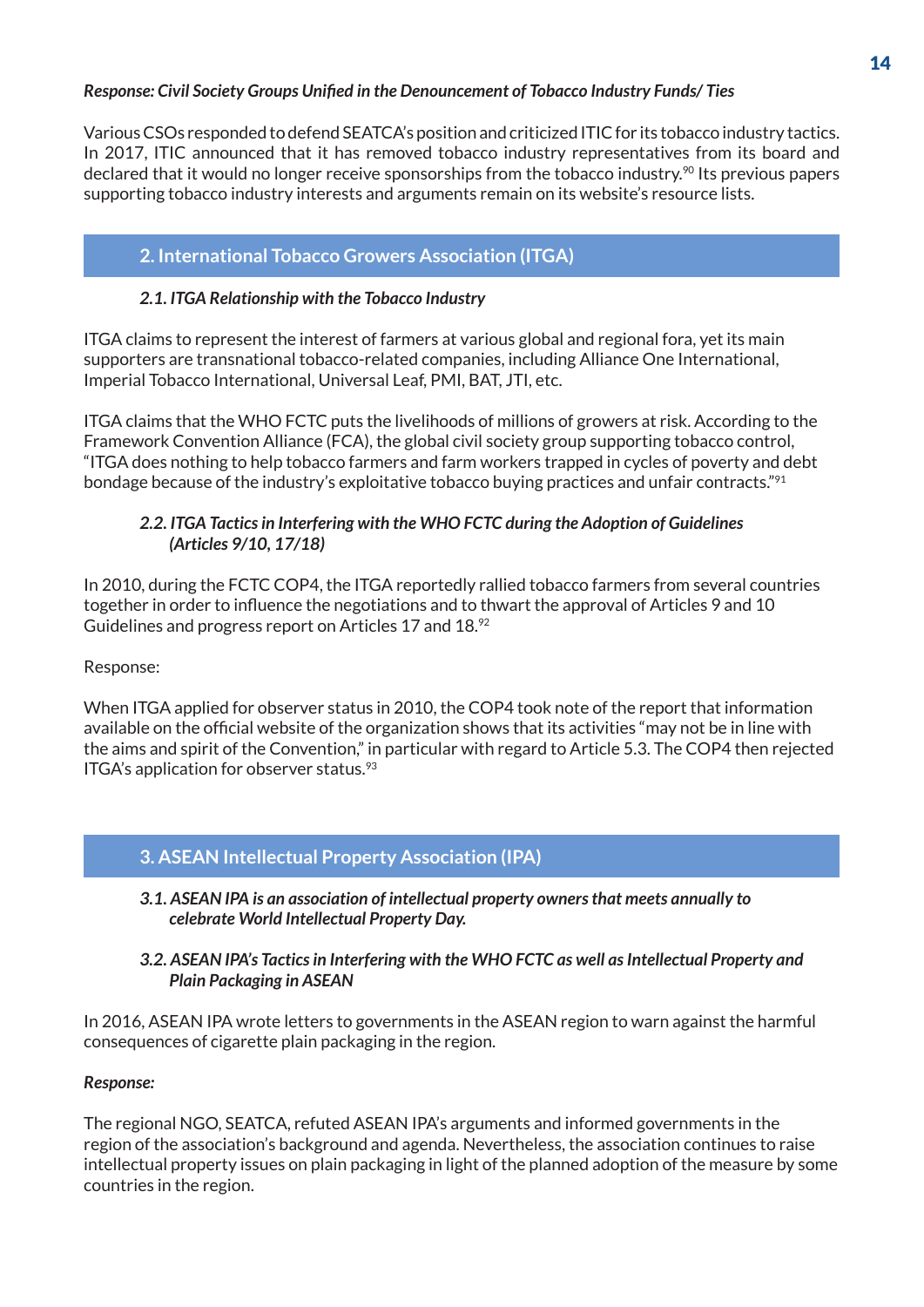*Response: Civil Society Groups Unified in the Denouncement of Tobacco Industry Funds/ Ties*

Various CSOs responded to defend SEATCA's position and criticized ITIC for its tobacco industry tactics. In 2017, ITIC announced that it has removed tobacco industry representatives from its board and declared that it would no longer receive sponsorships from the tobacco industry.[90] Its previous papers supporting tobacco industry interests and arguments remain on its website's resource lists.

## 2. International Tobacco Growers Association (ITGA)

### *2.1. ITGA Relationship with the Tobacco Industry*

ITGA claims to represent the interest of farmers at various global and regional fora, yet its main supporters are transnational tobacco-related companies, including Alliance One International, Imperial Tobacco International, Universal Leaf, PMI, BAT, JTI, etc.

ITGA claims that the WHO FCTC puts the livelihoods of millions of growers at risk. According to the Framework Convention Alliance (FCA), the global civil society group supporting tobacco control, "ITGA does nothing to help tobacco farmers and farm workers trapped in cycles of poverty and debt bondage because of the industry's exploitative tobacco buying practices and unfair contracts."[91]

### *2.2. ITGA Tactics in Interfering with the WHO FCTC during the Adoption of Guidelines (Articles 9/10, 17/18)*

In 2010, during the FCTC COP4, the ITGA reportedly rallied tobacco farmers from several countries together in order to influence the negotiations and to thwart the approval of Articles 9 and 10 Guidelines and progress report on Articles 17 and 18.[92]

Response:

When ITGA applied for observer status in 2010, the COP4 took note of the report that information available on the official website of the organization shows that its activities "may not be in line with the aims and spirit of the Convention," in particular with regard to Article 5.3. The COP4 then rejected ITGA's application for observer status.[93]

## 3. ASEAN Intellectual Property Association (IPA)

### *3.1. ASEAN IPA is an association of intellectual property owners that meets annually to celebrate World Intellectual Property Day.*

### *3.2. ASEAN IPA's Tactics in Interfering with the WHO FCTC as well as Intellectual Property and Plain Packaging in ASEAN*

In 2016, ASEAN IPA wrote letters to governments in the ASEAN region to warn against the harmful consequences of cigarette plain packaging in the region.

***Response:***

The regional NGO, SEATCA, refuted ASEAN IPA's arguments and informed governments in the region of the association's background and agenda. Nevertheless, the association continues to raise intellectual property issues on plain packaging in light of the planned adoption of the measure by some countries in the region.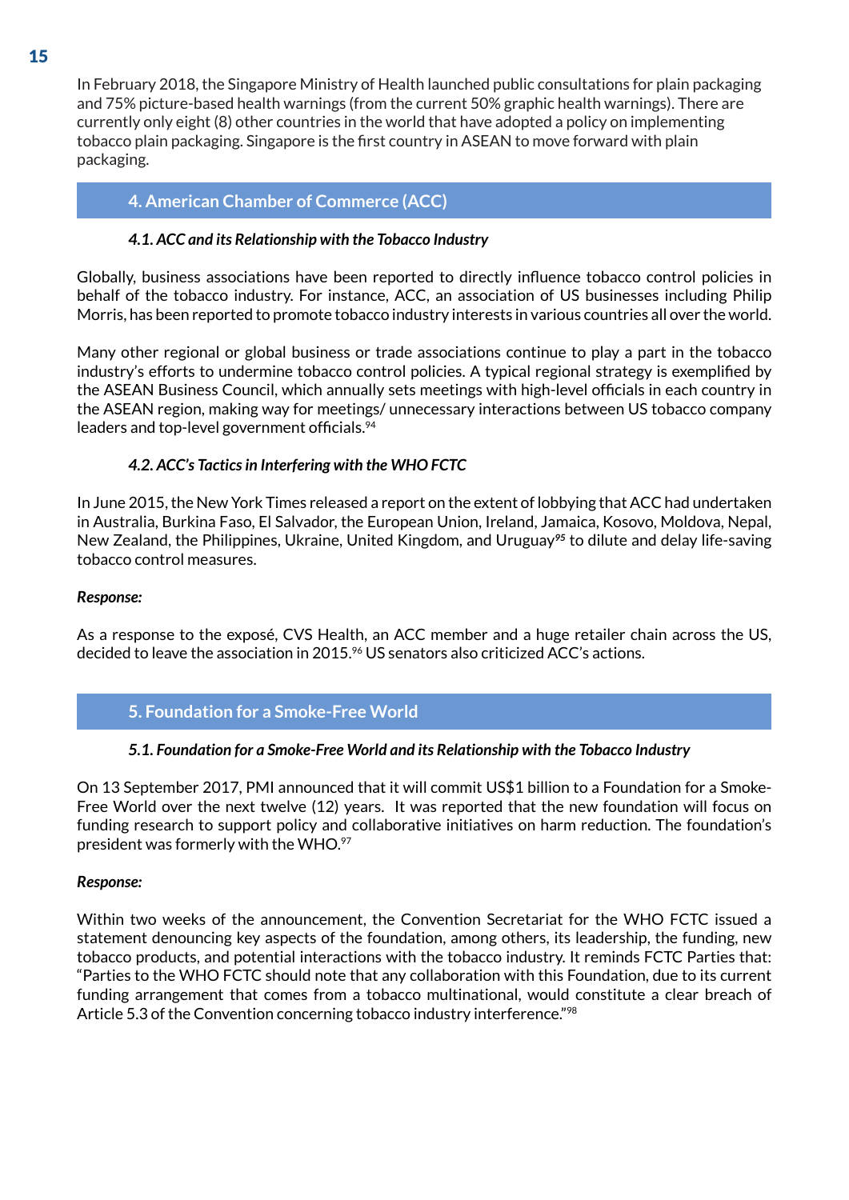In February 2018, the Singapore Ministry of Health launched public consultations for plain packaging and 75% picture-based health warnings (from the current 50% graphic health warnings). There are currently only eight (8) other countries in the world that have adopted a policy on implementing tobacco plain packaging. Singapore is the first country in ASEAN to move forward with plain packaging.

## 4. American Chamber of Commerce (ACC)

### *4.1. ACC and its Relationship with the Tobacco Industry*

Globally, business associations have been reported to directly influence tobacco control policies in behalf of the tobacco industry. For instance, ACC, an association of US businesses including Philip Morris, has been reported to promote tobacco industry interests in various countries all over the world.

Many other regional or global business or trade associations continue to play a part in the tobacco industry's efforts to undermine tobacco control policies. A typical regional strategy is exemplified by the ASEAN Business Council, which annually sets meetings with high-level officials in each country in the ASEAN region, making way for meetings/ unnecessary interactions between US tobacco company leaders and top-level government officials.[94]

### *4.2. ACC's Tactics in Interfering with the WHO FCTC*

In June 2015, the New York Times released a report on the extent of lobbying that ACC had undertaken in Australia, Burkina Faso, El Salvador, the European Union, Ireland, Jamaica, Kosovo, Moldova, Nepal, New Zealand, the Philippines, Ukraine, United Kingdom, and Uruguay[95] to dilute and delay life-saving tobacco control measures.

***Response:***

As a response to the exposé, CVS Health, an ACC member and a huge retailer chain across the US, decided to leave the association in 2015.[96] US senators also criticized ACC's actions.

## 5. Foundation for a Smoke-Free World

### *5.1. Foundation for a Smoke-Free World and its Relationship with the Tobacco Industry*

On 13 September 2017, PMI announced that it will commit US$1 billion to a Foundation for a Smoke-Free World over the next twelve (12) years. It was reported that the new foundation will focus on funding research to support policy and collaborative initiatives on harm reduction. The foundation's president was formerly with the WHO.[97]

***Response:***

Within two weeks of the announcement, the Convention Secretariat for the WHO FCTC issued a statement denouncing key aspects of the foundation, among others, its leadership, the funding, new tobacco products, and potential interactions with the tobacco industry. It reminds FCTC Parties that: "Parties to the WHO FCTC should note that any collaboration with this Foundation, due to its current funding arrangement that comes from a tobacco multinational, would constitute a clear breach of Article 5.3 of the Convention concerning tobacco industry interference."[98]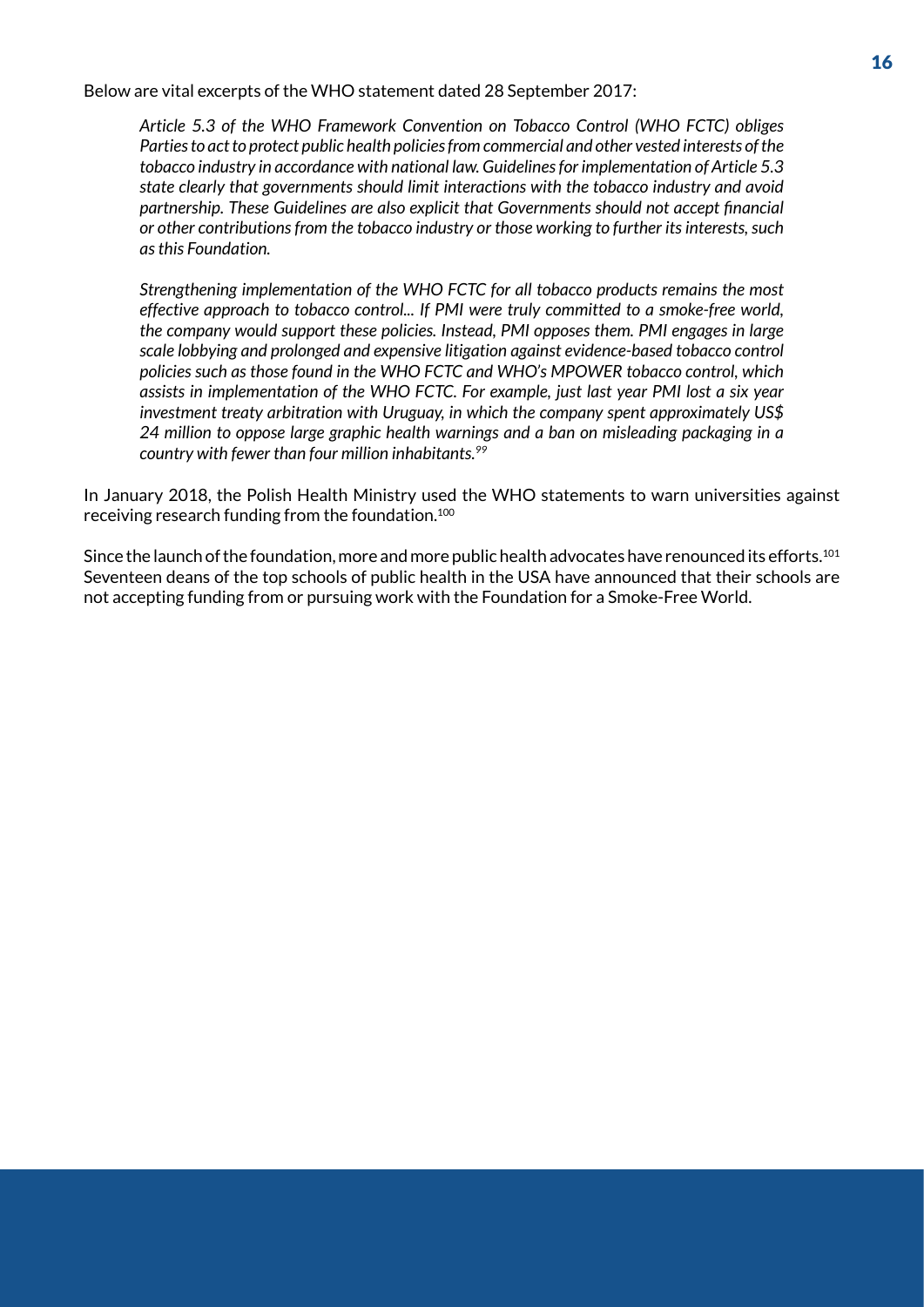Below are vital excerpts of the WHO statement dated 28 September 2017:

> *Article 5.3 of the WHO Framework Convention on Tobacco Control (WHO FCTC) obliges Parties to act to protect public health policies from commercial and other vested interests of the tobacco industry in accordance with national law. Guidelines for implementation of Article 5.3 state clearly that governments should limit interactions with the tobacco industry and avoid partnership. These Guidelines are also explicit that Governments should not accept financial or other contributions from the tobacco industry or those working to further its interests, such as this Foundation.*
>
> *Strengthening implementation of the WHO FCTC for all tobacco products remains the most effective approach to tobacco control... If PMI were truly committed to a smoke-free world, the company would support these policies. Instead, PMI opposes them. PMI engages in large scale lobbying and prolonged and expensive litigation against evidence-based tobacco control policies such as those found in the WHO FCTC and WHO's MPOWER tobacco control, which assists in implementation of the WHO FCTC. For example, just last year PMI lost a six year investment treaty arbitration with Uruguay, in which the company spent approximately US$ 24 million to oppose large graphic health warnings and a ban on misleading packaging in a country with fewer than four million inhabitants.*[99]

In January 2018, the Polish Health Ministry used the WHO statements to warn universities against receiving research funding from the foundation.[100]

Since the launch of the foundation, more and more public health advocates have renounced its efforts.[101] Seventeen deans of the top schools of public health in the USA have announced that their schools are not accepting funding from or pursuing work with the Foundation for a Smoke-Free World.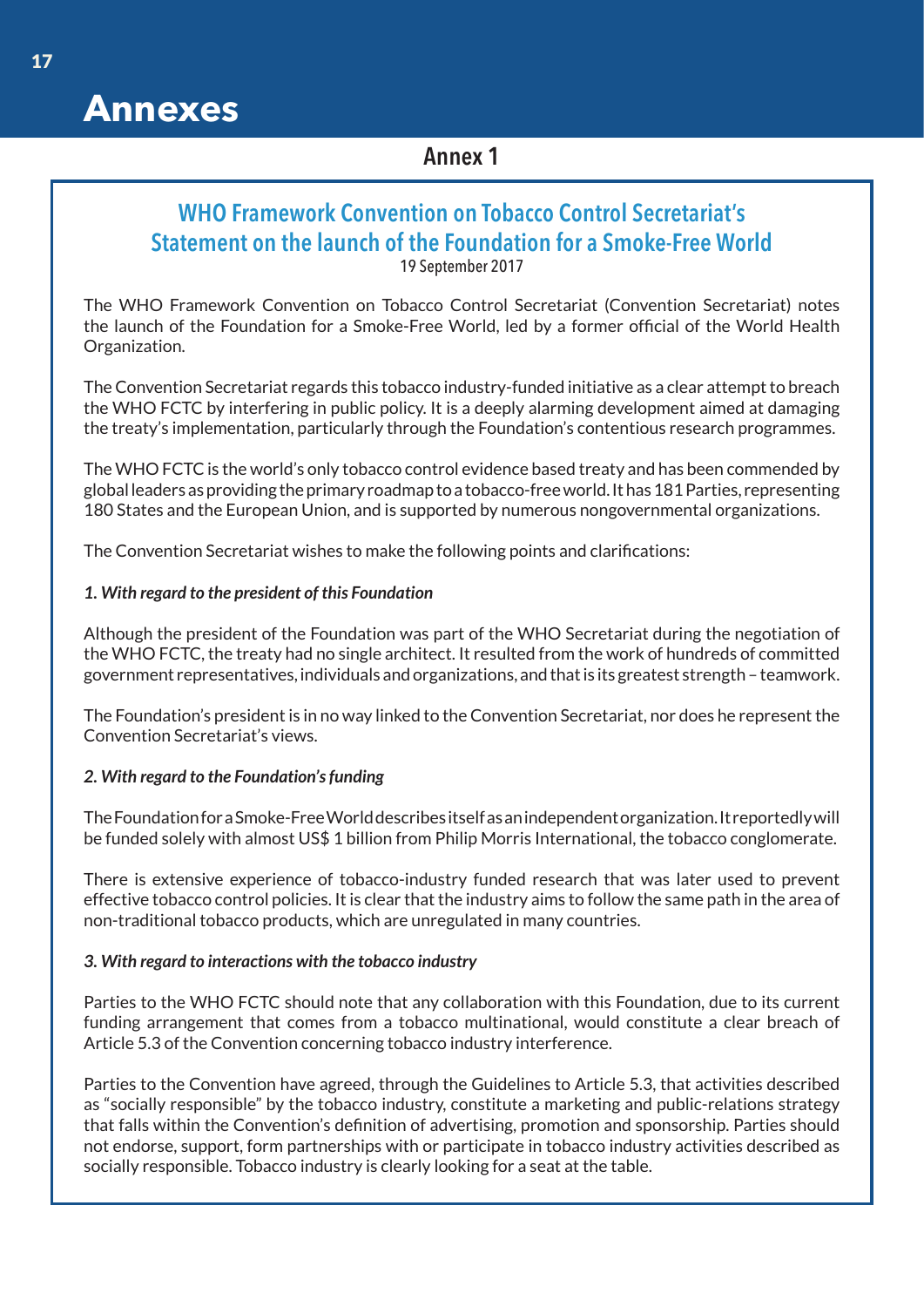# Annexes

## Annex 1

### WHO Framework Convention on Tobacco Control Secretariat's Statement on the launch of the Foundation for a Smoke-Free World

19 September 2017

The WHO Framework Convention on Tobacco Control Secretariat (Convention Secretariat) notes the launch of the Foundation for a Smoke-Free World, led by a former official of the World Health Organization.

The Convention Secretariat regards this tobacco industry-funded initiative as a clear attempt to breach the WHO FCTC by interfering in public policy. It is a deeply alarming development aimed at damaging the treaty's implementation, particularly through the Foundation's contentious research programmes.

The WHO FCTC is the world's only tobacco control evidence based treaty and has been commended by global leaders as providing the primary roadmap to a tobacco-free world. It has 181 Parties, representing 180 States and the European Union, and is supported by numerous nongovernmental organizations.

The Convention Secretariat wishes to make the following points and clarifications:

***1. With regard to the president of this Foundation***

Although the president of the Foundation was part of the WHO Secretariat during the negotiation of the WHO FCTC, the treaty had no single architect. It resulted from the work of hundreds of committed government representatives, individuals and organizations, and that is its greatest strength – teamwork.

The Foundation's president is in no way linked to the Convention Secretariat, nor does he represent the Convention Secretariat's views.

***2. With regard to the Foundation's funding***

The Foundation for a Smoke-Free World describes itself as an independent organization. It reportedly will be funded solely with almost US$ 1 billion from Philip Morris International, the tobacco conglomerate.

There is extensive experience of tobacco-industry funded research that was later used to prevent effective tobacco control policies. It is clear that the industry aims to follow the same path in the area of non-traditional tobacco products, which are unregulated in many countries.

***3. With regard to interactions with the tobacco industry***

Parties to the WHO FCTC should note that any collaboration with this Foundation, due to its current funding arrangement that comes from a tobacco multinational, would constitute a clear breach of Article 5.3 of the Convention concerning tobacco industry interference.

Parties to the Convention have agreed, through the Guidelines to Article 5.3, that activities described as "socially responsible" by the tobacco industry, constitute a marketing and public-relations strategy that falls within the Convention's definition of advertising, promotion and sponsorship. Parties should not endorse, support, form partnerships with or participate in tobacco industry activities described as socially responsible. Tobacco industry is clearly looking for a seat at the table.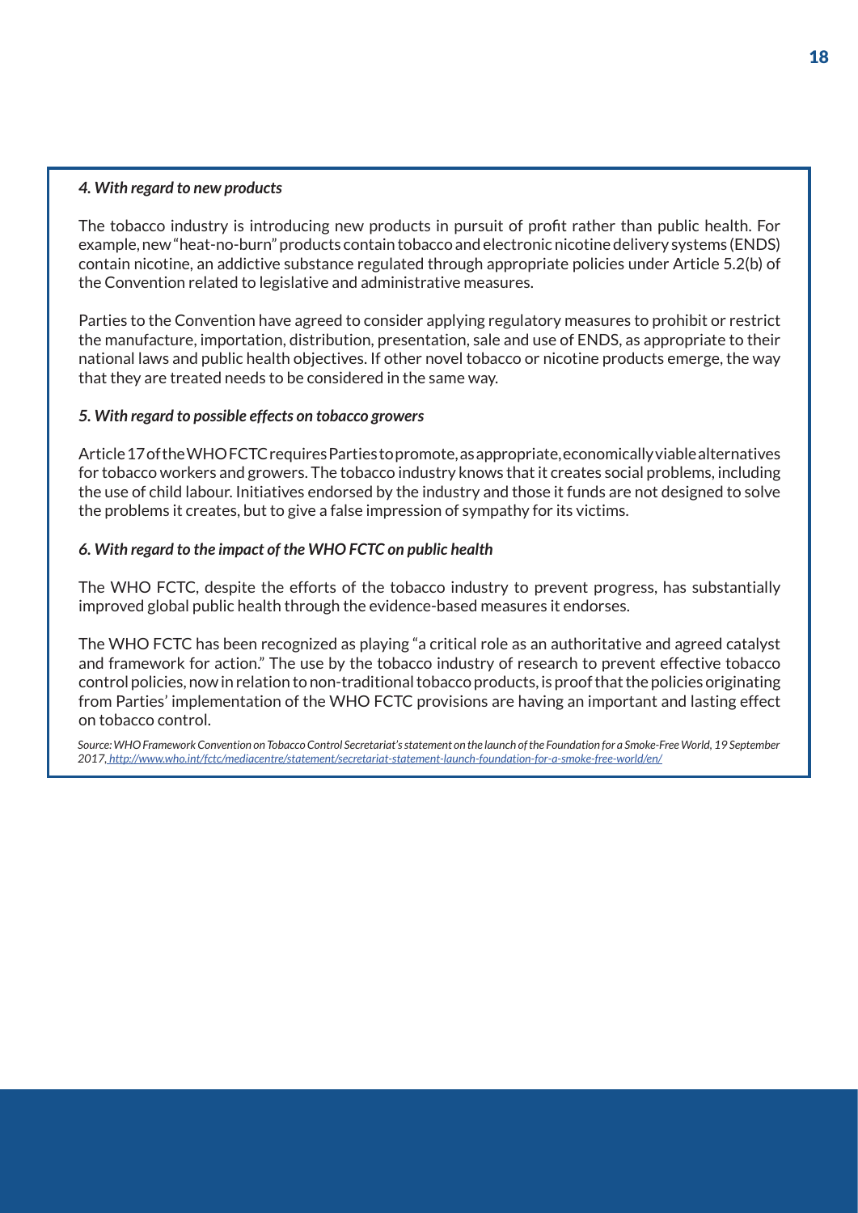*4. With regard to new products*

The tobacco industry is introducing new products in pursuit of profit rather than public health. For example, new "heat-no-burn" products contain tobacco and electronic nicotine delivery systems (ENDS) contain nicotine, an addictive substance regulated through appropriate policies under Article 5.2(b) of the Convention related to legislative and administrative measures.

Parties to the Convention have agreed to consider applying regulatory measures to prohibit or restrict the manufacture, importation, distribution, presentation, sale and use of ENDS, as appropriate to their national laws and public health objectives. If other novel tobacco or nicotine products emerge, the way that they are treated needs to be considered in the same way.

*5. With regard to possible effects on tobacco growers*

Article 17 of the WHO FCTC requires Parties to promote, as appropriate, economically viable alternatives for tobacco workers and growers. The tobacco industry knows that it creates social problems, including the use of child labour. Initiatives endorsed by the industry and those it funds are not designed to solve the problems it creates, but to give a false impression of sympathy for its victims.

*6. With regard to the impact of the WHO FCTC on public health*

The WHO FCTC, despite the efforts of the tobacco industry to prevent progress, has substantially improved global public health through the evidence-based measures it endorses.

The WHO FCTC has been recognized as playing "a critical role as an authoritative and agreed catalyst and framework for action." The use by the tobacco industry of research to prevent effective tobacco control policies, now in relation to non-traditional tobacco products, is proof that the policies originating from Parties' implementation of the WHO FCTC provisions are having an important and lasting effect on tobacco control.

*Source: WHO Framework Convention on Tobacco Control Secretariat's statement on the launch of the Foundation for a Smoke-Free World, 19 September 2017, http://www.who.int/fctc/mediacentre/statement/secretariat-statement-launch-foundation-for-a-smoke-free-world/en/*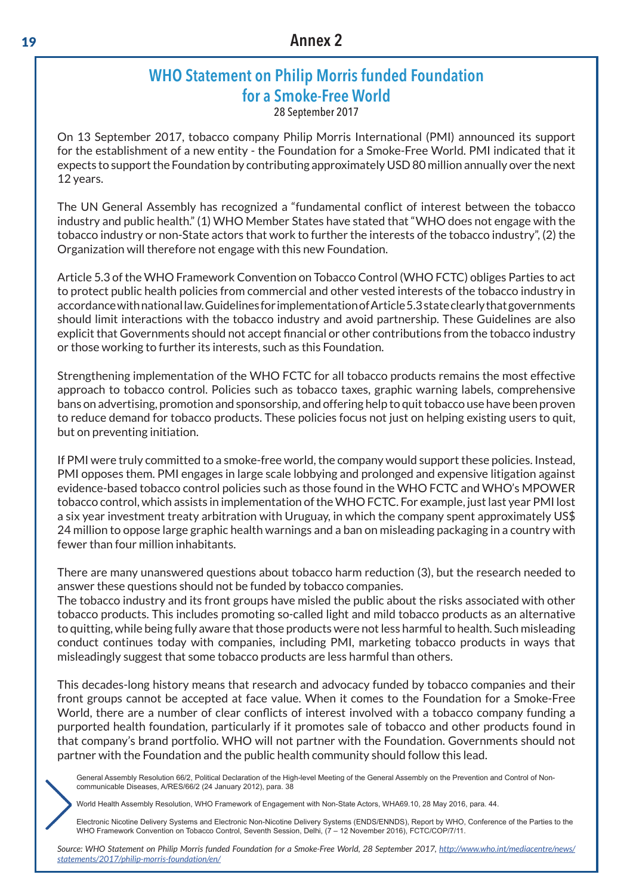# Annex 2

## WHO Statement on Philip Morris funded Foundation for a Smoke-Free World

28 September 2017

On 13 September 2017, tobacco company Philip Morris International (PMI) announced its support for the establishment of a new entity - the Foundation for a Smoke-Free World. PMI indicated that it expects to support the Foundation by contributing approximately USD 80 million annually over the next 12 years.

The UN General Assembly has recognized a "fundamental conflict of interest between the tobacco industry and public health." (1) WHO Member States have stated that "WHO does not engage with the tobacco industry or non-State actors that work to further the interests of the tobacco industry", (2) the Organization will therefore not engage with this new Foundation.

Article 5.3 of the WHO Framework Convention on Tobacco Control (WHO FCTC) obliges Parties to act to protect public health policies from commercial and other vested interests of the tobacco industry in accordance with national law. Guidelines for implementation of Article 5.3 state clearly that governments should limit interactions with the tobacco industry and avoid partnership. These Guidelines are also explicit that Governments should not accept financial or other contributions from the tobacco industry or those working to further its interests, such as this Foundation.

Strengthening implementation of the WHO FCTC for all tobacco products remains the most effective approach to tobacco control. Policies such as tobacco taxes, graphic warning labels, comprehensive bans on advertising, promotion and sponsorship, and offering help to quit tobacco use have been proven to reduce demand for tobacco products. These policies focus not just on helping existing users to quit, but on preventing initiation.

If PMI were truly committed to a smoke-free world, the company would support these policies. Instead, PMI opposes them. PMI engages in large scale lobbying and prolonged and expensive litigation against evidence-based tobacco control policies such as those found in the WHO FCTC and WHO's MPOWER tobacco control, which assists in implementation of the WHO FCTC. For example, just last year PMI lost a six year investment treaty arbitration with Uruguay, in which the company spent approximately US$ 24 million to oppose large graphic health warnings and a ban on misleading packaging in a country with fewer than four million inhabitants.

There are many unanswered questions about tobacco harm reduction (3), but the research needed to answer these questions should not be funded by tobacco companies.

The tobacco industry and its front groups have misled the public about the risks associated with other tobacco products. This includes promoting so-called light and mild tobacco products as an alternative to quitting, while being fully aware that those products were not less harmful to health. Such misleading conduct continues today with companies, including PMI, marketing tobacco products in ways that misleadingly suggest that some tobacco products are less harmful than others.

This decades-long history means that research and advocacy funded by tobacco companies and their front groups cannot be accepted at face value. When it comes to the Foundation for a Smoke-Free World, there are a number of clear conflicts of interest involved with a tobacco company funding a purported health foundation, particularly if it promotes sale of tobacco and other products found in that company's brand portfolio. WHO will not partner with the Foundation. Governments should not partner with the Foundation and the public health community should follow this lead.

General Assembly Resolution 66/2, Political Declaration of the High-level Meeting of the General Assembly on the Prevention and Control of Non-communicable Diseases, A/RES/66/2 (24 January 2012), para. 38

World Health Assembly Resolution, WHO Framework of Engagement with Non-State Actors, WHA69.10, 28 May 2016, para. 44.

Electronic Nicotine Delivery Systems and Electronic Non-Nicotine Delivery Systems (ENDS/ENNDS), Report by WHO, Conference of the Parties to the WHO Framework Convention on Tobacco Control, Seventh Session, Delhi, (7 – 12 November 2016), FCTC/COP/7/11.

*Source: WHO Statement on Philip Morris funded Foundation for a Smoke-Free World, 28 September 2017, http://www.who.int/mediacentre/news/statements/2017/philip-morris-foundation/en/*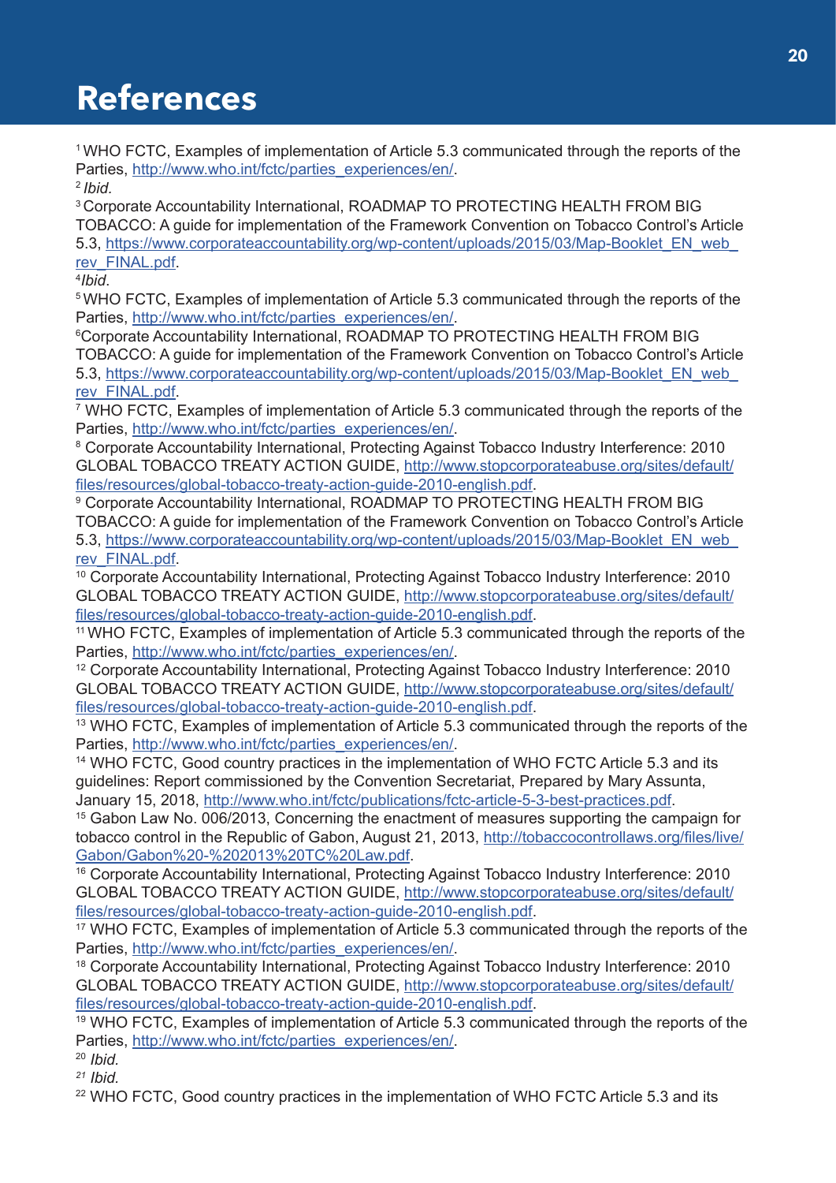# References

[1] WHO FCTC, Examples of implementation of Article 5.3 communicated through the reports of the Parties, http://www.who.int/fctc/parties_experiences/en/.

[2] *Ibid.*

[3] Corporate Accountability International, ROADMAP TO PROTECTING HEALTH FROM BIG TOBACCO: A guide for implementation of the Framework Convention on Tobacco Control's Article 5.3, https://www.corporateaccountability.org/wp-content/uploads/2015/03/Map-Booklet_EN_web_rev_FINAL.pdf.

[4] *Ibid*.

[5] WHO FCTC, Examples of implementation of Article 5.3 communicated through the reports of the Parties, http://www.who.int/fctc/parties_experiences/en/.

[6] Corporate Accountability International, ROADMAP TO PROTECTING HEALTH FROM BIG TOBACCO: A guide for implementation of the Framework Convention on Tobacco Control's Article 5.3, https://www.corporateaccountability.org/wp-content/uploads/2015/03/Map-Booklet_EN_web_rev_FINAL.pdf.

[7] WHO FCTC, Examples of implementation of Article 5.3 communicated through the reports of the Parties, http://www.who.int/fctc/parties_experiences/en/.

[8] Corporate Accountability International, Protecting Against Tobacco Industry Interference: 2010 GLOBAL TOBACCO TREATY ACTION GUIDE, http://www.stopcorporateabuse.org/sites/default/files/resources/global-tobacco-treaty-action-guide-2010-english.pdf.

[9] Corporate Accountability International, ROADMAP TO PROTECTING HEALTH FROM BIG TOBACCO: A guide for implementation of the Framework Convention on Tobacco Control's Article 5.3, https://www.corporateaccountability.org/wp-content/uploads/2015/03/Map-Booklet_EN_web_rev_FINAL.pdf.

[10] Corporate Accountability International, Protecting Against Tobacco Industry Interference: 2010 GLOBAL TOBACCO TREATY ACTION GUIDE, http://www.stopcorporateabuse.org/sites/default/files/resources/global-tobacco-treaty-action-guide-2010-english.pdf.

[11] WHO FCTC, Examples of implementation of Article 5.3 communicated through the reports of the Parties, http://www.who.int/fctc/parties_experiences/en/.

[12] Corporate Accountability International, Protecting Against Tobacco Industry Interference: 2010 GLOBAL TOBACCO TREATY ACTION GUIDE, http://www.stopcorporateabuse.org/sites/default/files/resources/global-tobacco-treaty-action-guide-2010-english.pdf.

[13] WHO FCTC, Examples of implementation of Article 5.3 communicated through the reports of the Parties, http://www.who.int/fctc/parties_experiences/en/.

[14] WHO FCTC, Good country practices in the implementation of WHO FCTC Article 5.3 and its guidelines: Report commissioned by the Convention Secretariat, Prepared by Mary Assunta, January 15, 2018, http://www.who.int/fctc/publications/fctc-article-5-3-best-practices.pdf.

[15] Gabon Law No. 006/2013, Concerning the enactment of measures supporting the campaign for tobacco control in the Republic of Gabon, August 21, 2013, http://tobaccocontrollaws.org/files/live/Gabon/Gabon%20-%202013%20TC%20Law.pdf.

[16] Corporate Accountability International, Protecting Against Tobacco Industry Interference: 2010 GLOBAL TOBACCO TREATY ACTION GUIDE, http://www.stopcorporateabuse.org/sites/default/files/resources/global-tobacco-treaty-action-guide-2010-english.pdf.

[17] WHO FCTC, Examples of implementation of Article 5.3 communicated through the reports of the Parties, http://www.who.int/fctc/parties_experiences/en/.

[18] Corporate Accountability International, Protecting Against Tobacco Industry Interference: 2010 GLOBAL TOBACCO TREATY ACTION GUIDE, http://www.stopcorporateabuse.org/sites/default/files/resources/global-tobacco-treaty-action-guide-2010-english.pdf.

[19] WHO FCTC, Examples of implementation of Article 5.3 communicated through the reports of the Parties, http://www.who.int/fctc/parties_experiences/en/.

[20] *Ibid.*

[21] *Ibid.*

[22] WHO FCTC, Good country practices in the implementation of WHO FCTC Article 5.3 and its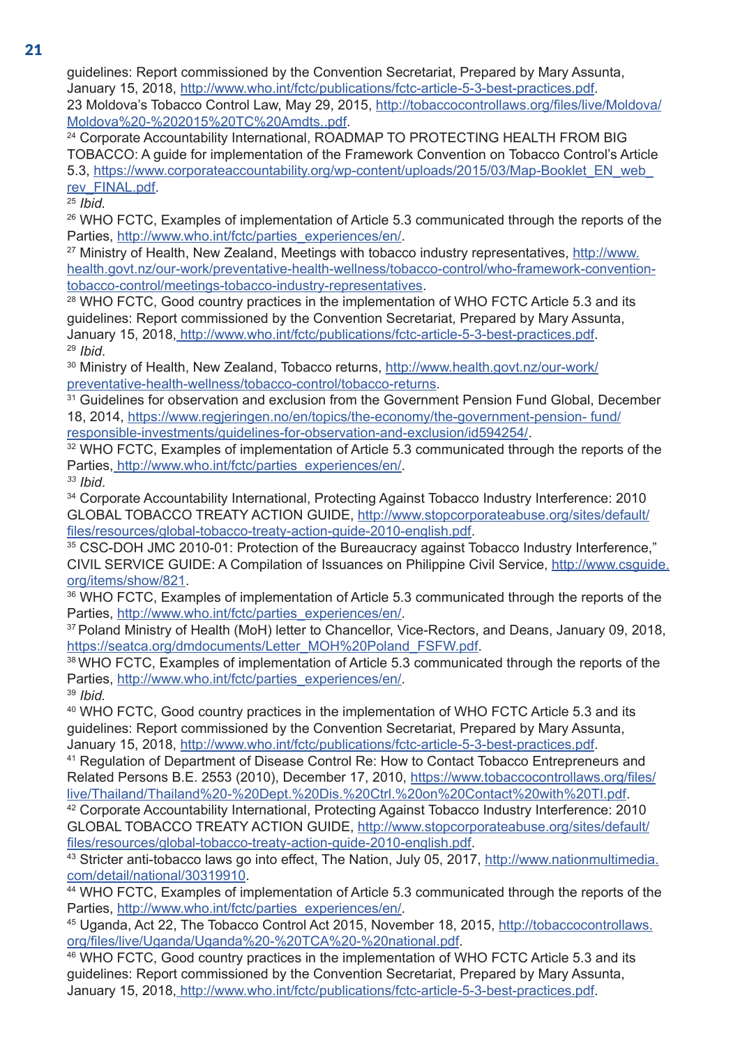guidelines: Report commissioned by the Convention Secretariat, Prepared by Mary Assunta, January 15, 2018, http://www.who.int/fctc/publications/fctc-article-5-3-best-practices.pdf.

23 Moldova's Tobacco Control Law, May 29, 2015, http://tobaccocontrollaws.org/files/live/Moldova/Moldova%20-%202015%20TC%20Amdts..pdf.

[24] Corporate Accountability International, ROADMAP TO PROTECTING HEALTH FROM BIG TOBACCO: A guide for implementation of the Framework Convention on Tobacco Control's Article 5.3, https://www.corporateaccountability.org/wp-content/uploads/2015/03/Map-Booklet_EN_web_rev_FINAL.pdf.

[25] *Ibid*.

[26] WHO FCTC, Examples of implementation of Article 5.3 communicated through the reports of the Parties, http://www.who.int/fctc/parties_experiences/en/.

[27] Ministry of Health, New Zealand, Meetings with tobacco industry representatives, http://www.health.govt.nz/our-work/preventative-health-wellness/tobacco-control/who-framework-convention-tobacco-control/meetings-tobacco-industry-representatives.

[28] WHO FCTC, Good country practices in the implementation of WHO FCTC Article 5.3 and its guidelines: Report commissioned by the Convention Secretariat, Prepared by Mary Assunta, January 15, 2018, http://www.who.int/fctc/publications/fctc-article-5-3-best-practices.pdf.

[29] *Ibid*.

[30] Ministry of Health, New Zealand, Tobacco returns, http://www.health.govt.nz/our-work/preventative-health-wellness/tobacco-control/tobacco-returns.

[31] Guidelines for observation and exclusion from the Government Pension Fund Global, December 18, 2014, https://www.regjeringen.no/en/topics/the-economy/the-government-pension- fund/responsible-investments/guidelines-for-observation-and-exclusion/id594254/.

[32] WHO FCTC, Examples of implementation of Article 5.3 communicated through the reports of the Parties, http://www.who.int/fctc/parties_experiences/en/.

[33] *Ibid*.

[34] Corporate Accountability International, Protecting Against Tobacco Industry Interference: 2010 GLOBAL TOBACCO TREATY ACTION GUIDE, http://www.stopcorporateabuse.org/sites/default/files/resources/global-tobacco-treaty-action-guide-2010-english.pdf.

[35] CSC-DOH JMC 2010-01: Protection of the Bureaucracy against Tobacco Industry Interference," CIVIL SERVICE GUIDE: A Compilation of Issuances on Philippine Civil Service, http://www.csguide.org/items/show/821.

[36] WHO FCTC, Examples of implementation of Article 5.3 communicated through the reports of the Parties, http://www.who.int/fctc/parties_experiences/en/.

[37] Poland Ministry of Health (MoH) letter to Chancellor, Vice-Rectors, and Deans, January 09, 2018, https://seatca.org/dmdocuments/Letter_MOH%20Poland_FSFW.pdf.

[38] WHO FCTC, Examples of implementation of Article 5.3 communicated through the reports of the Parties, http://www.who.int/fctc/parties_experiences/en/.

[39] *Ibid*.

[40] WHO FCTC, Good country practices in the implementation of WHO FCTC Article 5.3 and its guidelines: Report commissioned by the Convention Secretariat, Prepared by Mary Assunta, January 15, 2018, http://www.who.int/fctc/publications/fctc-article-5-3-best-practices.pdf.

[41] Regulation of Department of Disease Control Re: How to Contact Tobacco Entrepreneurs and Related Persons B.E. 2553 (2010), December 17, 2010, https://www.tobaccocontrollaws.org/files/live/Thailand/Thailand%20-%20Dept.%20Dis.%20Ctrl.%20on%20Contact%20with%20TI.pdf.

[42] Corporate Accountability International, Protecting Against Tobacco Industry Interference: 2010 GLOBAL TOBACCO TREATY ACTION GUIDE, http://www.stopcorporateabuse.org/sites/default/files/resources/global-tobacco-treaty-action-guide-2010-english.pdf.

[43] Stricter anti-tobacco laws go into effect, The Nation, July 05, 2017, http://www.nationmultimedia.com/detail/national/30319910.

[44] WHO FCTC, Examples of implementation of Article 5.3 communicated through the reports of the Parties, http://www.who.int/fctc/parties_experiences/en/.

[45] Uganda, Act 22, The Tobacco Control Act 2015, November 18, 2015, http://tobaccocontrollaws.org/files/live/Uganda/Uganda%20-%20TCA%20-%20national.pdf.

[46] WHO FCTC, Good country practices in the implementation of WHO FCTC Article 5.3 and its guidelines: Report commissioned by the Convention Secretariat, Prepared by Mary Assunta, January 15, 2018, http://www.who.int/fctc/publications/fctc-article-5-3-best-practices.pdf.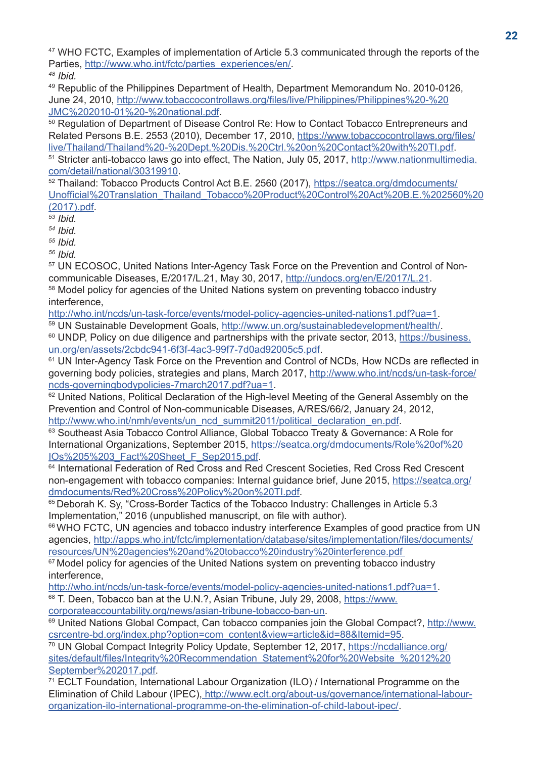[47] WHO FCTC, Examples of implementation of Article 5.3 communicated through the reports of the Parties, http://www.who.int/fctc/parties_experiences/en/.

[48] *Ibid.*

[49] Republic of the Philippines Department of Health, Department Memorandum No. 2010-0126, June 24, 2010, http://www.tobaccocontrollaws.org/files/live/Philippines/Philippines%20-%20JMC%202010-01%20-%20national.pdf.

[50] Regulation of Department of Disease Control Re: How to Contact Tobacco Entrepreneurs and Related Persons B.E. 2553 (2010), December 17, 2010, https://www.tobaccocontrollaws.org/files/live/Thailand/Thailand%20-%20Dept.%20Dis.%20Ctrl.%20on%20Contact%20with%20TI.pdf.

[51] Stricter anti-tobacco laws go into effect, The Nation, July 05, 2017, http://www.nationmultimedia.com/detail/national/30319910.

[52] Thailand: Tobacco Products Control Act B.E. 2560 (2017), https://seatca.org/dmdocuments/Unofficial%20Translation_Thailand_Tobacco%20Product%20Control%20Act%20B.E.%202560%20(2017).pdf.

[53] *Ibid.*

[54] *Ibid.*

[55] *Ibid.*

[56] *Ibid.*

[57] UN ECOSOC, United Nations Inter-Agency Task Force on the Prevention and Control of Non-communicable Diseases, E/2017/L.21, May 30, 2017, http://undocs.org/en/E/2017/L.21.

[58] Model policy for agencies of the United Nations system on preventing tobacco industry interference, http://who.int/ncds/un-task-force/events/model-policy-agencies-united-nations1.pdf?ua=1.

[59] UN Sustainable Development Goals, http://www.un.org/sustainabledevelopment/health/.

[60] UNDP, Policy on due diligence and partnerships with the private sector, 2013, https://business.un.org/en/assets/2cbdc941-6f3f-4ac3-99f7-7d0ad92005c5.pdf.

[61] UN Inter-Agency Task Force on the Prevention and Control of NCDs, How NCDs are reflected in governing body policies, strategies and plans, March 2017, http://www.who.int/ncds/un-task-force/ncds-governingbodypolicies-7march2017.pdf?ua=1.

[62] United Nations, Political Declaration of the High-level Meeting of the General Assembly on the Prevention and Control of Non-communicable Diseases, A/RES/66/2, January 24, 2012, http://www.who.int/nmh/events/un_ncd_summit2011/political_declaration_en.pdf.

[63] Southeast Asia Tobacco Control Alliance, Global Tobacco Treaty & Governance: A Role for International Organizations, September 2015, https://seatca.org/dmdocuments/Role%20of%20IOs%205%203_Fact%20Sheet_F_Sep2015.pdf.

[64] International Federation of Red Cross and Red Crescent Societies, Red Cross Red Crescent non-engagement with tobacco companies: Internal guidance brief, June 2015, https://seatca.org/dmdocuments/Red%20Cross%20Policy%20on%20TI.pdf.

[65] Deborah K. Sy, "Cross-Border Tactics of the Tobacco Industry: Challenges in Article 5.3 Implementation," 2016 (unpublished manuscript, on file with author).

[66] WHO FCTC, UN agencies and tobacco industry interference Examples of good practice from UN agencies, http://apps.who.int/fctc/implementation/database/sites/implementation/files/documents/resources/UN%20agencies%20and%20tobacco%20industry%20interference.pdf

[67] Model policy for agencies of the United Nations system on preventing tobacco industry interference, http://who.int/ncds/un-task-force/events/model-policy-agencies-united-nations1.pdf?ua=1.

[68] T. Deen, Tobacco ban at the U.N.?, Asian Tribune, July 29, 2008, https://www.corporateaccountability.org/news/asian-tribune-tobacco-ban-un.

[69] United Nations Global Compact, Can tobacco companies join the Global Compact?, http://www.csrcentre-bd.org/index.php?option=com_content&view=article&id=88&Itemid=95.

[70] UN Global Compact Integrity Policy Update, September 12, 2017, https://ncdalliance.org/sites/default/files/Integrity%20Recommendation_Statement%20for%20Website_%2012%20September%202017.pdf.

[71] ECLT Foundation, International Labour Organization (ILO) / International Programme on the Elimination of Child Labour (IPEC), http://www.eclt.org/about-us/governance/international-labour-organization-ilo-international-programme-on-the-elimination-of-child-labout-ipec/.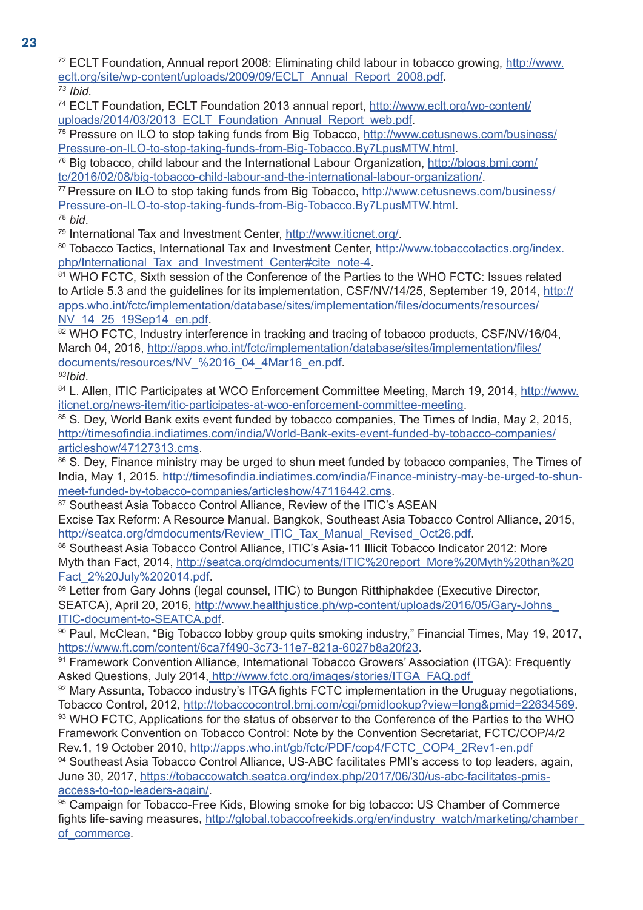[72] ECLT Foundation, Annual report 2008: Eliminating child labour in tobacco growing, http://www.eclt.org/site/wp-content/uploads/2009/09/ECLT_Annual_Report_2008.pdf.

[73] *Ibid.*

[74] ECLT Foundation, ECLT Foundation 2013 annual report, http://www.eclt.org/wp-content/uploads/2014/03/2013_ECLT_Foundation_Annual_Report_web.pdf.

[75] Pressure on ILO to stop taking funds from Big Tobacco, http://www.cetusnews.com/business/Pressure-on-ILO-to-stop-taking-funds-from-Big-Tobacco.By7LpusMTW.html.

[76] Big tobacco, child labour and the International Labour Organization, http://blogs.bmj.com/tc/2016/02/08/big-tobacco-child-labour-and-the-international-labour-organization/.

[77] Pressure on ILO to stop taking funds from Big Tobacco, http://www.cetusnews.com/business/Pressure-on-ILO-to-stop-taking-funds-from-Big-Tobacco.By7LpusMTW.html.

[78] *bid*.

[79] International Tax and Investment Center, http://www.iticnet.org/.

[80] Tobacco Tactics, International Tax and Investment Center, http://www.tobaccotactics.org/index.php/International_Tax_and_Investment_Center#cite_note-4.

[81] WHO FCTC, Sixth session of the Conference of the Parties to the WHO FCTC: Issues related to Article 5.3 and the guidelines for its implementation, CSF/NV/14/25, September 19, 2014, http://apps.who.int/fctc/implementation/database/sites/implementation/files/documents/resources/NV_14_25_19Sep14_en.pdf.

[82] WHO FCTC, Industry interference in tracking and tracing of tobacco products, CSF/NV/16/04, March 04, 2016, http://apps.who.int/fctc/implementation/database/sites/implementation/files/documents/resources/NV_%2016_04_4Mar16_en.pdf.

[83] *Ibid*.

[84] L. Allen, ITIC Participates at WCO Enforcement Committee Meeting, March 19, 2014, http://www.iticnet.org/news-item/itic-participates-at-wco-enforcement-committee-meeting.

[85] S. Dey, World Bank exits event funded by tobacco companies, The Times of India, May 2, 2015, http://timesofindia.indiatimes.com/india/World-Bank-exits-event-funded-by-tobacco-companies/articleshow/47127313.cms.

[86] S. Dey, Finance ministry may be urged to shun meet funded by tobacco companies, The Times of India, May 1, 2015. http://timesofindia.indiatimes.com/india/Finance-ministry-may-be-urged-to-shun-meet-funded-by-tobacco-companies/articleshow/47116442.cms.

[87] Southeast Asia Tobacco Control Alliance, Review of the ITIC's ASEAN Excise Tax Reform: A Resource Manual. Bangkok, Southeast Asia Tobacco Control Alliance, 2015, http://seatca.org/dmdocuments/Review_ITIC_Tax_Manual_Revised_Oct26.pdf.

[88] Southeast Asia Tobacco Control Alliance, ITIC's Asia-11 Illicit Tobacco Indicator 2012: More Myth than Fact, 2014, http://seatca.org/dmdocuments/ITIC%20report_More%20Myth%20than%20Fact_2%20July%202014.pdf.

[89] Letter from Gary Johns (legal counsel, ITIC) to Bungon Ritthiphakdee (Executive Director, SEATCA), April 20, 2016, http://www.healthjustice.ph/wp-content/uploads/2016/05/Gary-Johns_ITIC-document-to-SEATCA.pdf.

[90] Paul, McClean, "Big Tobacco lobby group quits smoking industry," Financial Times, May 19, 2017, https://www.ft.com/content/6ca7f490-3c73-11e7-821a-6027b8a20f23.

[91] Framework Convention Alliance, International Tobacco Growers' Association (ITGA): Frequently Asked Questions, July 2014, http://www.fctc.org/images/stories/ITGA_FAQ.pdf

[92] Mary Assunta, Tobacco industry's ITGA fights FCTC implementation in the Uruguay negotiations, Tobacco Control, 2012, http://tobaccocontrol.bmj.com/cgi/pmidlookup?view=long&pmid=22634569.

[93] WHO FCTC, Applications for the status of observer to the Conference of the Parties to the WHO Framework Convention on Tobacco Control: Note by the Convention Secretariat, FCTC/COP/4/2 Rev.1, 19 October 2010, http://apps.who.int/gb/fctc/PDF/cop4/FCTC_COP4_2Rev1-en.pdf

[94] Southeast Asia Tobacco Control Alliance, US-ABC facilitates PMI's access to top leaders, again, June 30, 2017, https://tobaccowatch.seatca.org/index.php/2017/06/30/us-abc-facilitates-pmis-access-to-top-leaders-again/.

[95] Campaign for Tobacco-Free Kids, Blowing smoke for big tobacco: US Chamber of Commerce fights life-saving measures, http://global.tobaccofreekids.org/en/industry_watch/marketing/chamber_of_commerce.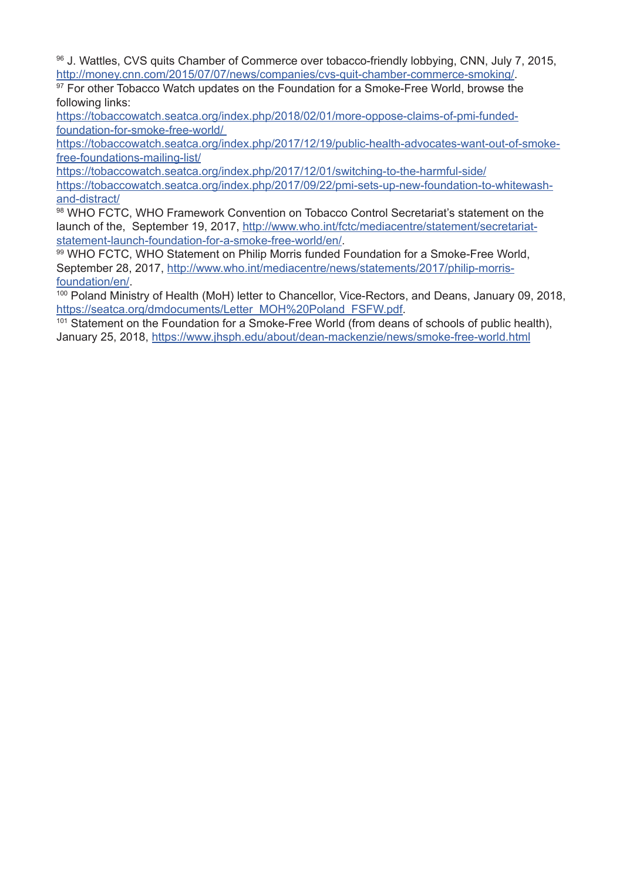[96] J. Wattles, CVS quits Chamber of Commerce over tobacco-friendly lobbying, CNN, July 7, 2015, http://money.cnn.com/2015/07/07/news/companies/cvs-quit-chamber-commerce-smoking/.

[97] For other Tobacco Watch updates on the Foundation for a Smoke-Free World, browse the following links:
https://tobaccowatch.seatca.org/index.php/2018/02/01/more-oppose-claims-of-pmi-funded-foundation-for-smoke-free-world/
https://tobaccowatch.seatca.org/index.php/2017/12/19/public-health-advocates-want-out-of-smoke-free-foundations-mailing-list/
https://tobaccowatch.seatca.org/index.php/2017/12/01/switching-to-the-harmful-side/
https://tobaccowatch.seatca.org/index.php/2017/09/22/pmi-sets-up-new-foundation-to-whitewash-and-distract/

[98] WHO FCTC, WHO Framework Convention on Tobacco Control Secretariat's statement on the launch of the, September 19, 2017, http://www.who.int/fctc/mediacentre/statement/secretariat-statement-launch-foundation-for-a-smoke-free-world/en/.

[99] WHO FCTC, WHO Statement on Philip Morris funded Foundation for a Smoke-Free World, September 28, 2017, http://www.who.int/mediacentre/news/statements/2017/philip-morris-foundation/en/.

[100] Poland Ministry of Health (MoH) letter to Chancellor, Vice-Rectors, and Deans, January 09, 2018, https://seatca.org/dmdocuments/Letter_MOH%20Poland_FSFW.pdf.

[101] Statement on the Foundation for a Smoke-Free World (from deans of schools of public health), January 25, 2018, https://www.jhsph.edu/about/dean-mackenzie/news/smoke-free-world.html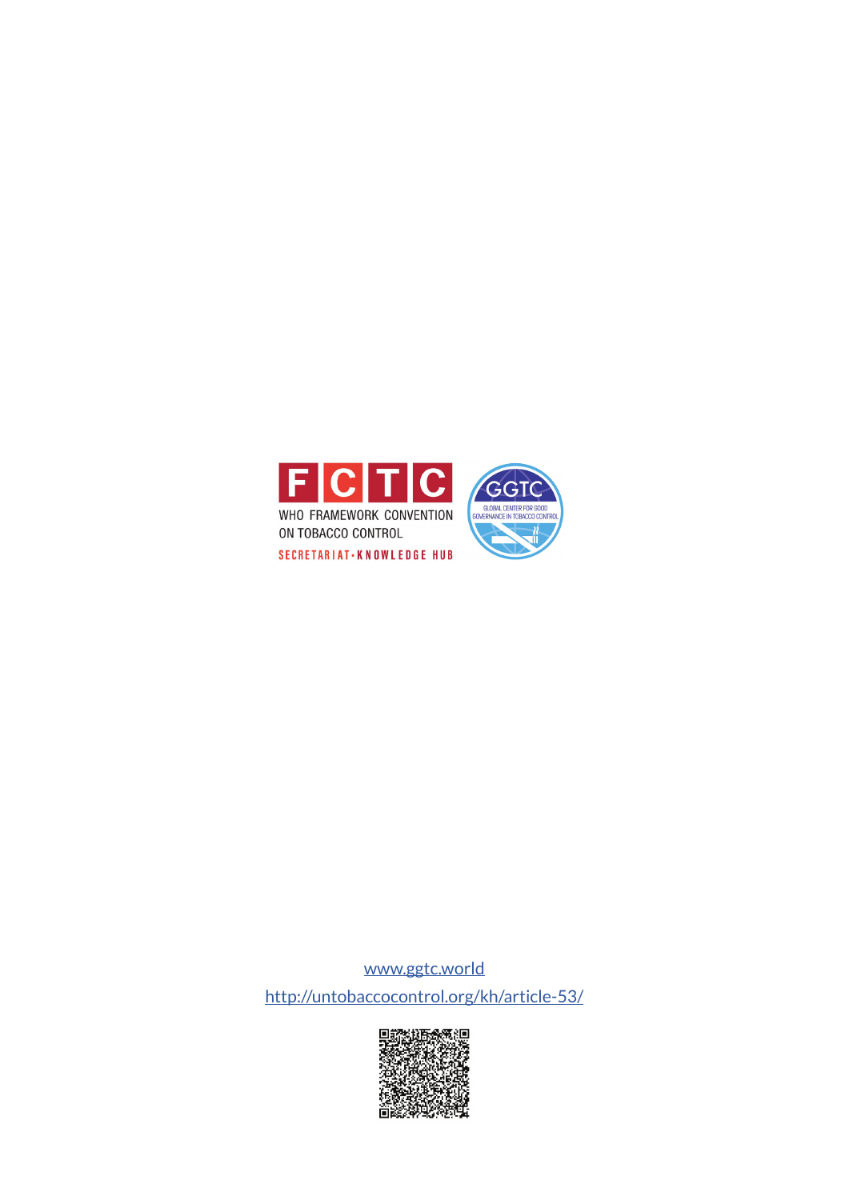FCTC

WHO FRAMEWORK CONVENTION ON TOBACCO CONTROL

SECRETARIAT • KNOWLEDGE HUB

GGTC

GLOBAL CENTER FOR GOOD GOVERNANCE IN TOBACCO CONTROL

www.ggtc.world

http://untobaccocontrol.org/kh/article-53/